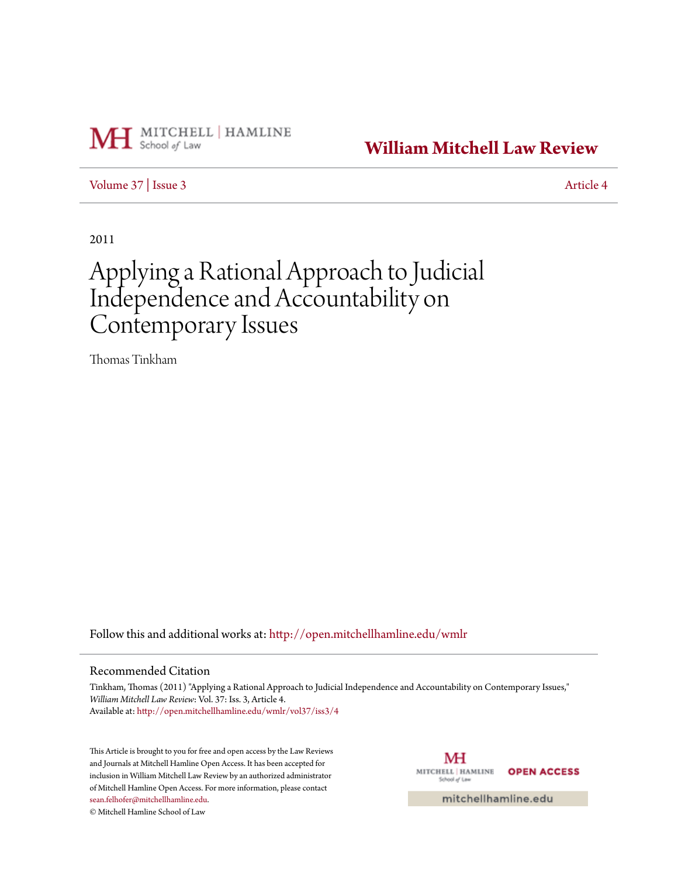MITCHELL | HAMLINE School *of* Law

**William Mitchell Law Review**

Volume 37 | Issue 3 — Article 4

2011

# Applying a Rational Approach to Judicial Independence and Accountability on Contemporary Issues

Thomas Tinkham

Follow this and additional works at: http://open.mitchellhamline.edu/wmlr

## Recommended Citation

Tinkham, Thomas (2011) "Applying a Rational Approach to Judicial Independence and Accountability on Contemporary Issues," *William Mitchell Law Review*: Vol. 37: Iss. 3, Article 4.
Available at: http://open.mitchellhamline.edu/wmlr/vol37/iss3/4

This Article is brought to you for free and open access by the Law Reviews and Journals at Mitchell Hamline Open Access. It has been accepted for inclusion in William Mitchell Law Review by an authorized administrator of Mitchell Hamline Open Access. For more information, please contact sean.felhofer@mitchellhamline.edu.
© Mitchell Hamline School of Law

MITCHELL | HAMLINE School of Law — OPEN ACCESS

mitchellhamline.edu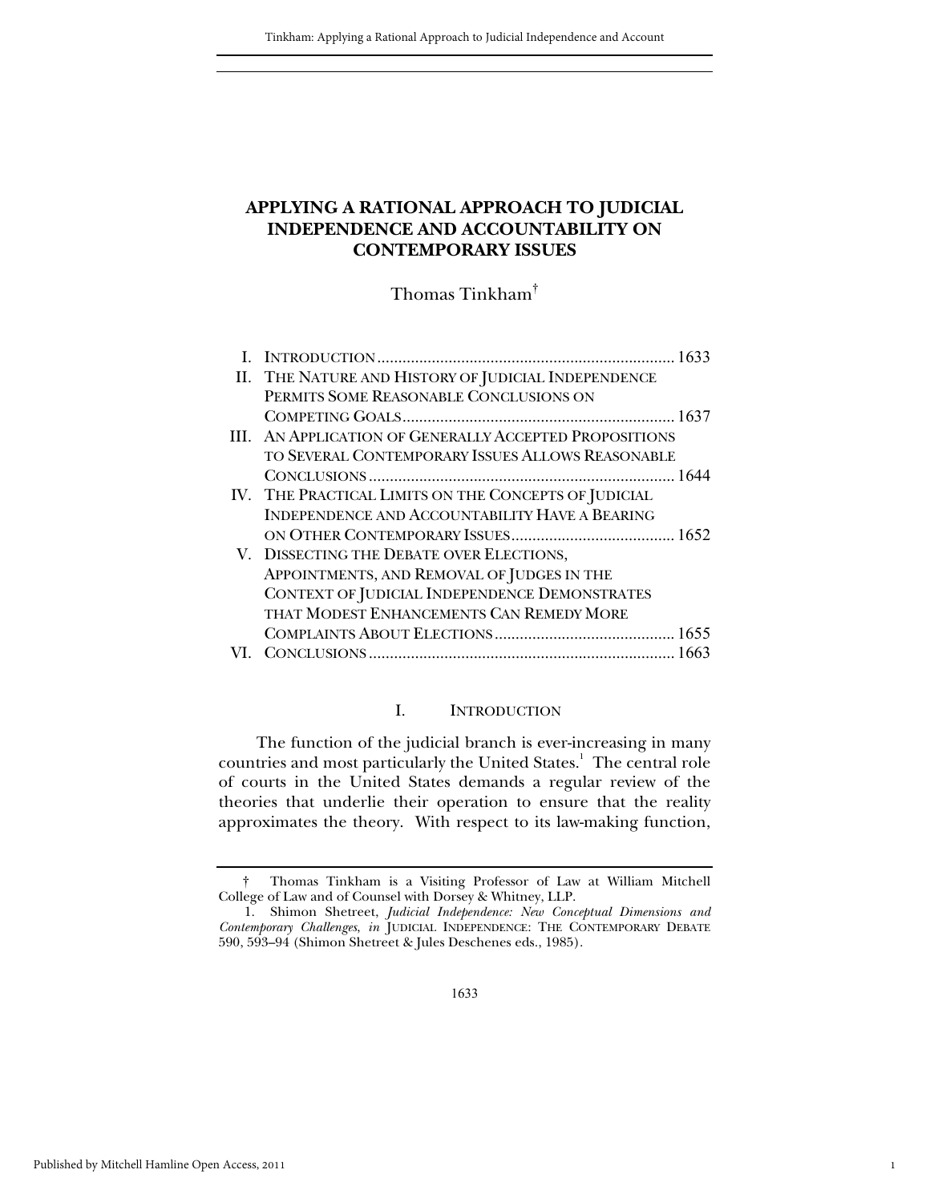# APPLYING A RATIONAL APPROACH TO JUDICIAL INDEPENDENCE AND ACCOUNTABILITY ON CONTEMPORARY ISSUES

Thomas Tinkham[†]

I. INTRODUCTION ........................................................................ 1633
II. THE NATURE AND HISTORY OF JUDICIAL INDEPENDENCE PERMITS SOME REASONABLE CONCLUSIONS ON COMPETING GOALS .................................................................. 1637
III. AN APPLICATION OF GENERALLY ACCEPTED PROPOSITIONS TO SEVERAL CONTEMPORARY ISSUES ALLOWS REASONABLE CONCLUSIONS ........................................................................... 1644
IV. THE PRACTICAL LIMITS ON THE CONCEPTS OF JUDICIAL INDEPENDENCE AND ACCOUNTABILITY HAVE A BEARING ON OTHER CONTEMPORARY ISSUES ....................................... 1652
V. DISSECTING THE DEBATE OVER ELECTIONS, APPOINTMENTS, AND REMOVAL OF JUDGES IN THE CONTEXT OF JUDICIAL INDEPENDENCE DEMONSTRATES THAT MODEST ENHANCEMENTS CAN REMEDY MORE COMPLAINTS ABOUT ELECTIONS ........................................... 1655
VI. CONCLUSIONS ........................................................................... 1663

## I. INTRODUCTION

The function of the judicial branch is ever-increasing in many countries and most particularly the United States.[1] The central role of courts in the United States demands a regular review of the theories that underlie their operation to ensure that the reality approximates the theory. With respect to its law-making function,

---

† Thomas Tinkham is a Visiting Professor of Law at William Mitchell College of Law and of Counsel with Dorsey & Whitney, LLP.

1. Shimon Shetreet, *Judicial Independence: New Conceptual Dimensions and Contemporary Challenges*, *in* JUDICIAL INDEPENDENCE: THE CONTEMPORARY DEBATE 590, 593–94 (Shimon Shetreet & Jules Deschenes eds., 1985).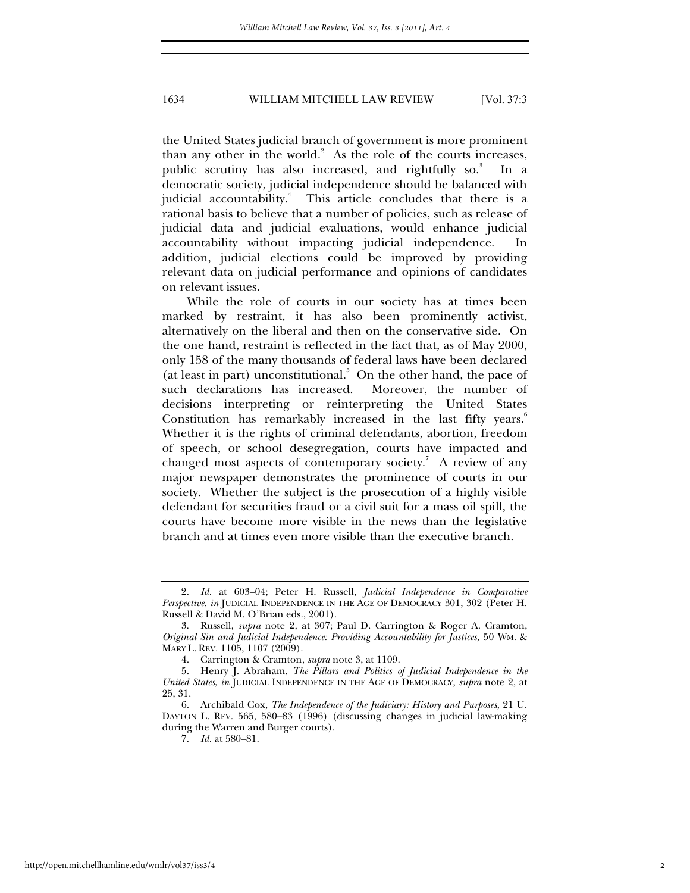the United States judicial branch of government is more prominent than any other in the world.[2] As the role of the courts increases, public scrutiny has also increased, and rightfully so.[3] In a democratic society, judicial independence should be balanced with judicial accountability.[4] This article concludes that there is a rational basis to believe that a number of policies, such as release of judicial data and judicial evaluations, would enhance judicial accountability without impacting judicial independence. In addition, judicial elections could be improved by providing relevant data on judicial performance and opinions of candidates on relevant issues.

While the role of courts in our society has at times been marked by restraint, it has also been prominently activist, alternatively on the liberal and then on the conservative side. On the one hand, restraint is reflected in the fact that, as of May 2000, only 158 of the many thousands of federal laws have been declared (at least in part) unconstitutional.[5] On the other hand, the pace of such declarations has increased. Moreover, the number of decisions interpreting or reinterpreting the United States Constitution has remarkably increased in the last fifty years.[6] Whether it is the rights of criminal defendants, abortion, freedom of speech, or school desegregation, courts have impacted and changed most aspects of contemporary society.[7] A review of any major newspaper demonstrates the prominence of courts in our society. Whether the subject is the prosecution of a highly visible defendant for securities fraud or a civil suit for a mass oil spill, the courts have become more visible in the news than the legislative branch and at times even more visible than the executive branch.

---

2. *Id.* at 603–04; Peter H. Russell, *Judicial Independence in Comparative Perspective*, *in* JUDICIAL INDEPENDENCE IN THE AGE OF DEMOCRACY 301, 302 (Peter H. Russell & David M. O'Brian eds., 2001).

3. Russell, *supra* note 2, at 307; Paul D. Carrington & Roger A. Cramton, *Original Sin and Judicial Independence: Providing Accountability for Justices*, 50 WM. & MARY L. REV. 1105, 1107 (2009).

4. Carrington & Cramton, *supra* note 3, at 1109.

5. Henry J. Abraham, *The Pillars and Politics of Judicial Independence in the United States*, *in* JUDICIAL INDEPENDENCE IN THE AGE OF DEMOCRACY, *supra* note 2, at 25, 31.

6. Archibald Cox, *The Independence of the Judiciary: History and Purposes*, 21 U. DAYTON L. REV. 565, 580–83 (1996) (discussing changes in judicial law-making during the Warren and Burger courts).

7. *Id.* at 580–81.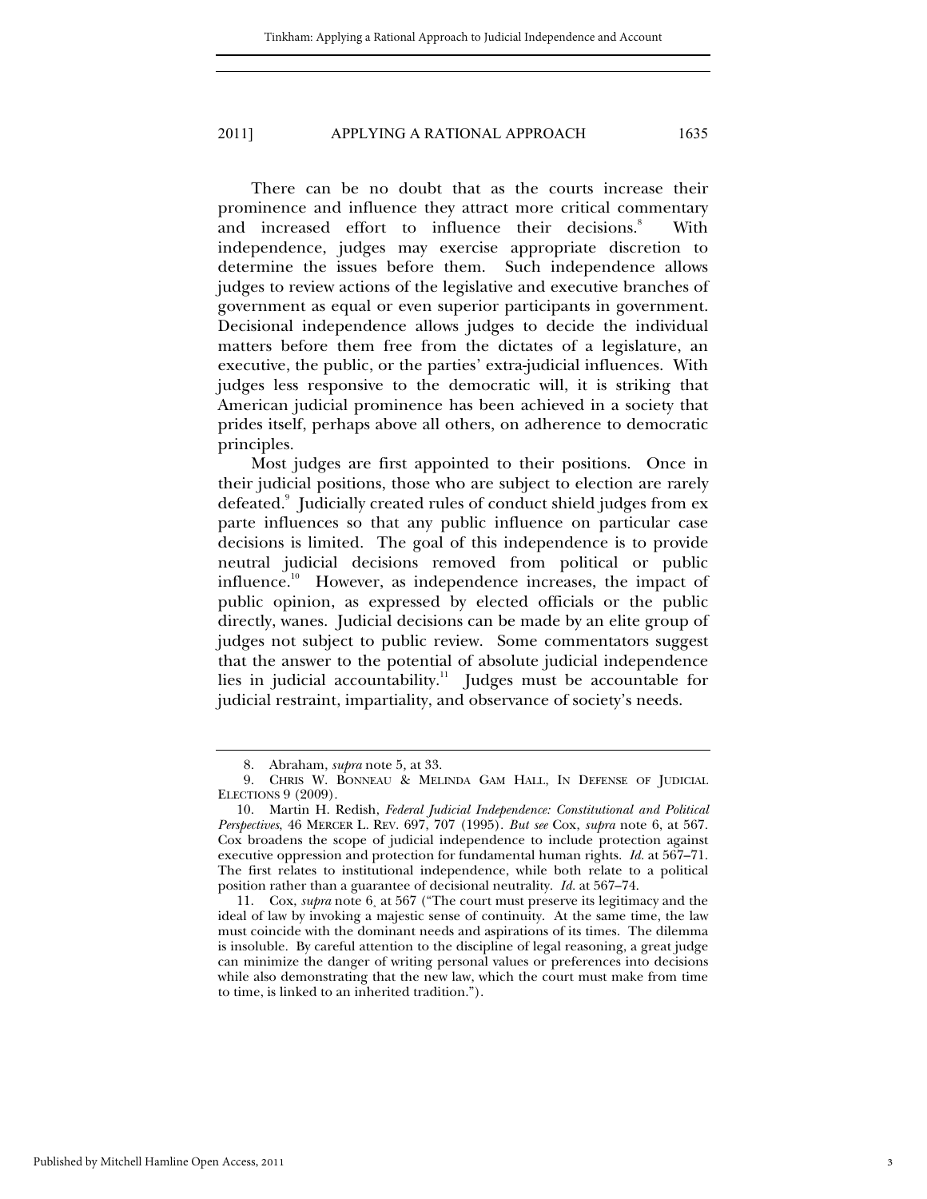There can be no doubt that as the courts increase their prominence and influence they attract more critical commentary and increased effort to influence their decisions.[8] With independence, judges may exercise appropriate discretion to determine the issues before them. Such independence allows judges to review actions of the legislative and executive branches of government as equal or even superior participants in government. Decisional independence allows judges to decide the individual matters before them free from the dictates of a legislature, an executive, the public, or the parties' extra-judicial influences. With judges less responsive to the democratic will, it is striking that American judicial prominence has been achieved in a society that prides itself, perhaps above all others, on adherence to democratic principles.

Most judges are first appointed to their positions. Once in their judicial positions, those who are subject to election are rarely defeated.[9] Judicially created rules of conduct shield judges from ex parte influences so that any public influence on particular case decisions is limited. The goal of this independence is to provide neutral judicial decisions removed from political or public influence.[10] However, as independence increases, the impact of public opinion, as expressed by elected officials or the public directly, wanes. Judicial decisions can be made by an elite group of judges not subject to public review. Some commentators suggest that the answer to the potential of absolute judicial independence lies in judicial accountability.[11] Judges must be accountable for judicial restraint, impartiality, and observance of society's needs.

---

8. Abraham, *supra* note 5, at 33.

9. CHRIS W. BONNEAU & MELINDA GAM HALL, IN DEFENSE OF JUDICIAL ELECTIONS 9 (2009).

10. Martin H. Redish, *Federal Judicial Independence: Constitutional and Political Perspectives*, 46 MERCER L. REV. 697, 707 (1995). *But see* Cox, *supra* note 6, at 567. Cox broadens the scope of judicial independence to include protection against executive oppression and protection for fundamental human rights. *Id.* at 567–71. The first relates to institutional independence, while both relate to a political position rather than a guarantee of decisional neutrality. *Id.* at 567–74.

11. Cox, *supra* note 6, at 567 ("The court must preserve its legitimacy and the ideal of law by invoking a majestic sense of continuity. At the same time, the law must coincide with the dominant needs and aspirations of its times. The dilemma is insoluble. By careful attention to the discipline of legal reasoning, a great judge can minimize the danger of writing personal values or preferences into decisions while also demonstrating that the new law, which the court must make from time to time, is linked to an inherited tradition.").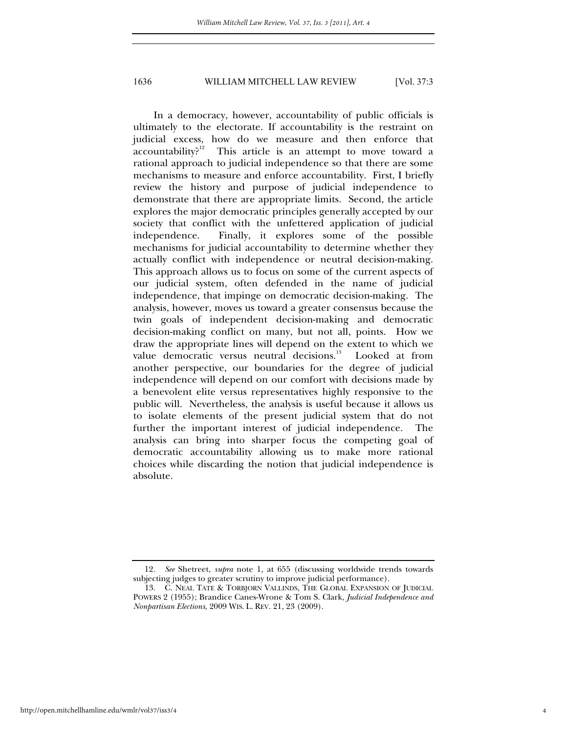In a democracy, however, accountability of public officials is ultimately to the electorate. If accountability is the restraint on judicial excess, how do we measure and then enforce that accountability?[12] This article is an attempt to move toward a rational approach to judicial independence so that there are some mechanisms to measure and enforce accountability. First, I briefly review the history and purpose of judicial independence to demonstrate that there are appropriate limits. Second, the article explores the major democratic principles generally accepted by our society that conflict with the unfettered application of judicial independence. Finally, it explores some of the possible mechanisms for judicial accountability to determine whether they actually conflict with independence or neutral decision-making. This approach allows us to focus on some of the current aspects of our judicial system, often defended in the name of judicial independence, that impinge on democratic decision-making. The analysis, however, moves us toward a greater consensus because the twin goals of independent decision-making and democratic decision-making conflict on many, but not all, points. How we draw the appropriate lines will depend on the extent to which we value democratic versus neutral decisions.[13] Looked at from another perspective, our boundaries for the degree of judicial independence will depend on our comfort with decisions made by a benevolent elite versus representatives highly responsive to the public will. Nevertheless, the analysis is useful because it allows us to isolate elements of the present judicial system that do not further the important interest of judicial independence. The analysis can bring into sharper focus the competing goal of democratic accountability allowing us to make more rational choices while discarding the notion that judicial independence is absolute.

---

12. *See* Shetreet, *supra* note 1, at 655 (discussing worldwide trends towards subjecting judges to greater scrutiny to improve judicial performance).

13. C. NEAL TATE & TORBJORN VALLINDS, THE GLOBAL EXPANSION OF JUDICIAL POWERS 2 (1955); Brandice Canes-Wrone & Tom S. Clark, *Judicial Independence and Nonpartisan Elections*, 2009 WIS. L. REV. 21, 23 (2009).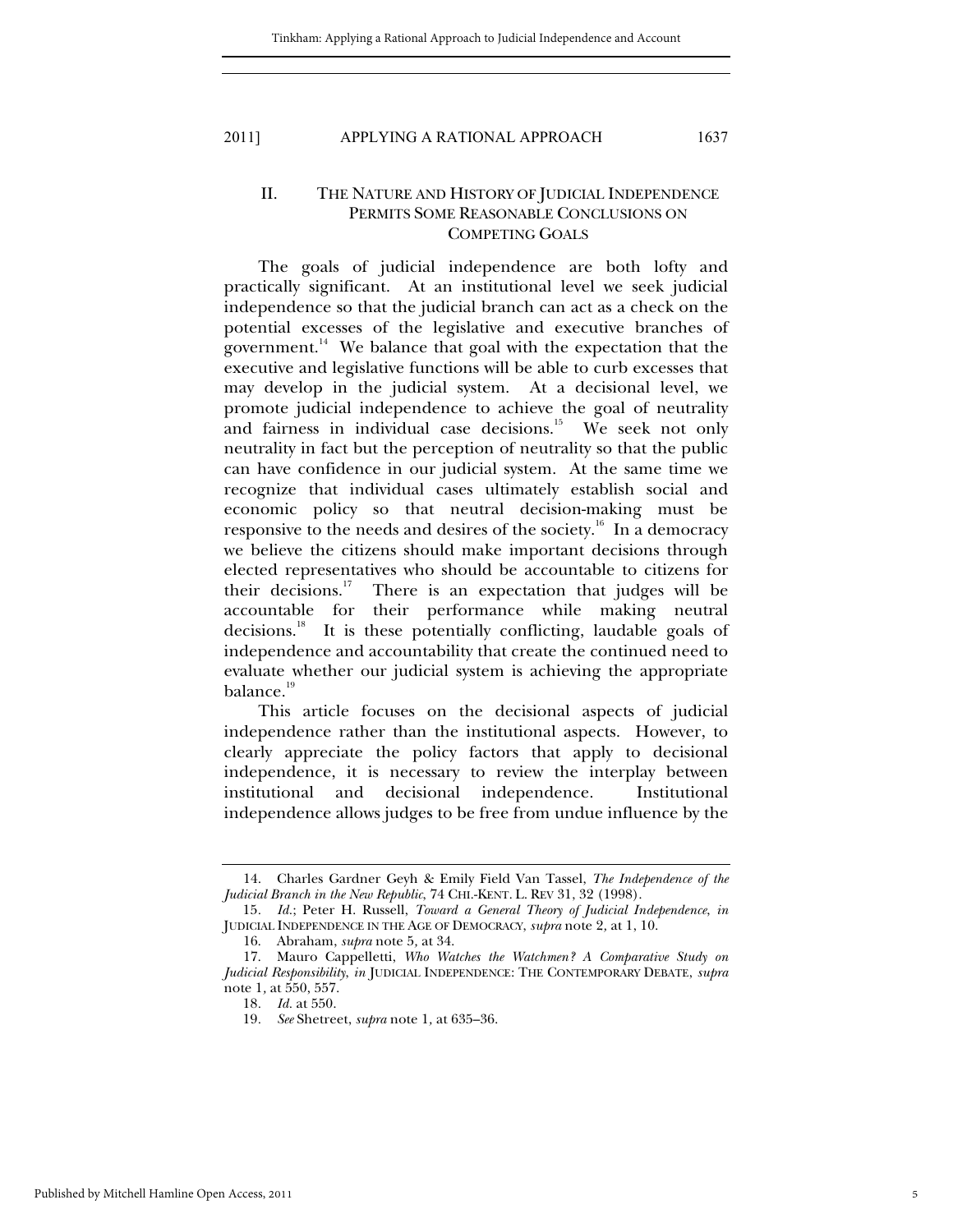## II. THE NATURE AND HISTORY OF JUDICIAL INDEPENDENCE PERMITS SOME REASONABLE CONCLUSIONS ON COMPETING GOALS

The goals of judicial independence are both lofty and practically significant. At an institutional level we seek judicial independence so that the judicial branch can act as a check on the potential excesses of the legislative and executive branches of government.[14] We balance that goal with the expectation that the executive and legislative functions will be able to curb excesses that may develop in the judicial system. At a decisional level, we promote judicial independence to achieve the goal of neutrality and fairness in individual case decisions.[15] We seek not only neutrality in fact but the perception of neutrality so that the public can have confidence in our judicial system. At the same time we recognize that individual cases ultimately establish social and economic policy so that neutral decision-making must be responsive to the needs and desires of the society.[16] In a democracy we believe the citizens should make important decisions through elected representatives who should be accountable to citizens for their decisions.[17] There is an expectation that judges will be accountable for their performance while making neutral decisions.[18] It is these potentially conflicting, laudable goals of independence and accountability that create the continued need to evaluate whether our judicial system is achieving the appropriate balance.[19]

This article focuses on the decisional aspects of judicial independence rather than the institutional aspects. However, to clearly appreciate the policy factors that apply to decisional independence, it is necessary to review the interplay between institutional and decisional independence. Institutional independence allows judges to be free from undue influence by the

---

14. Charles Gardner Geyh & Emily Field Van Tassel, *The Independence of the Judicial Branch in the New Republic*, 74 CHI.-KENT. L. REV 31, 32 (1998).

15. *Id.*; Peter H. Russell, *Toward a General Theory of Judicial Independence*, *in* JUDICIAL INDEPENDENCE IN THE AGE OF DEMOCRACY, *supra* note 2, at 1, 10.

16. Abraham, *supra* note 5, at 34.

17. Mauro Cappelletti, *Who Watches the Watchmen? A Comparative Study on Judicial Responsibility*, *in* JUDICIAL INDEPENDENCE: THE CONTEMPORARY DEBATE, *supra* note 1, at 550, 557.

18. *Id.* at 550.

19. *See* Shetreet, *supra* note 1, at 635–36.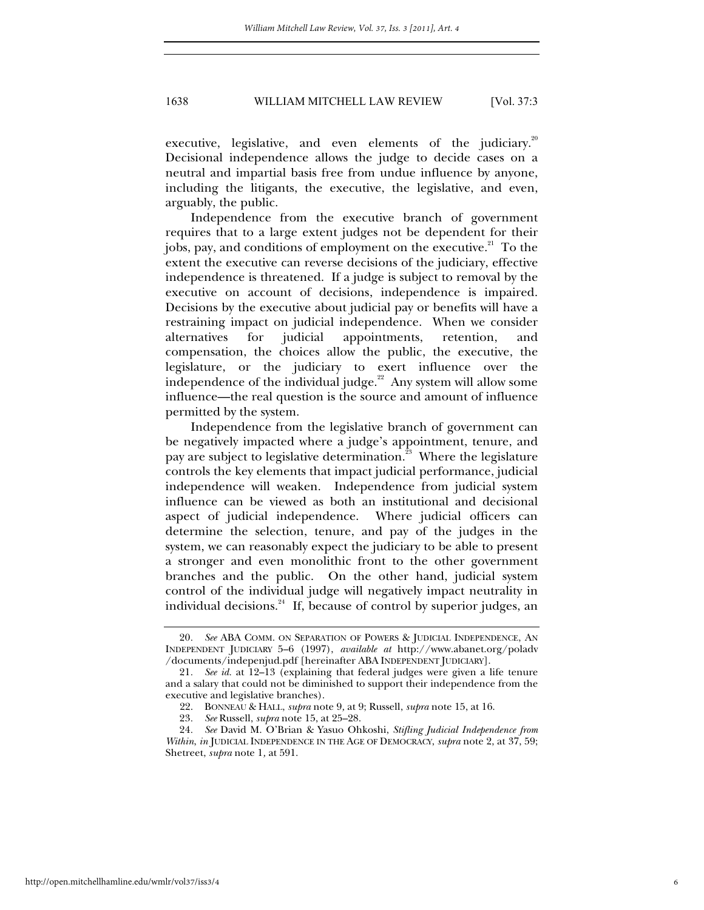executive, legislative, and even elements of the judiciary.[20] Decisional independence allows the judge to decide cases on a neutral and impartial basis free from undue influence by anyone, including the litigants, the executive, the legislative, and even, arguably, the public.

Independence from the executive branch of government requires that to a large extent judges not be dependent for their jobs, pay, and conditions of employment on the executive.[21] To the extent the executive can reverse decisions of the judiciary, effective independence is threatened. If a judge is subject to removal by the executive on account of decisions, independence is impaired. Decisions by the executive about judicial pay or benefits will have a restraining impact on judicial independence. When we consider alternatives for judicial appointments, retention, and compensation, the choices allow the public, the executive, the legislature, or the judiciary to exert influence over the independence of the individual judge.[22] Any system will allow some influence—the real question is the source and amount of influence permitted by the system.

Independence from the legislative branch of government can be negatively impacted where a judge's appointment, tenure, and pay are subject to legislative determination.[23] Where the legislature controls the key elements that impact judicial performance, judicial independence will weaken. Independence from judicial system influence can be viewed as both an institutional and decisional aspect of judicial independence. Where judicial officers can determine the selection, tenure, and pay of the judges in the system, we can reasonably expect the judiciary to be able to present a stronger and even monolithic front to the other government branches and the public. On the other hand, judicial system control of the individual judge will negatively impact neutrality in individual decisions.[24] If, because of control by superior judges, an

---

20. *See* ABA COMM. ON SEPARATION OF POWERS & JUDICIAL INDEPENDENCE, AN INDEPENDENT JUDICIARY 5–6 (1997), *available at* http://www.abanet.org/poladv/documents/indepenjud.pdf [hereinafter ABA INDEPENDENT JUDICIARY].

21. *See id.* at 12–13 (explaining that federal judges were given a life tenure and a salary that could not be diminished to support their independence from the executive and legislative branches).

22. BONNEAU & HALL, *supra* note 9, at 9; Russell, *supra* note 15, at 16.

23. *See* Russell, *supra* note 15, at 25–28.

24. *See* David M. O'Brian & Yasuo Ohkoshi, *Stifling Judicial Independence from Within*, *in* JUDICIAL INDEPENDENCE IN THE AGE OF DEMOCRACY, *supra* note 2, at 37, 59; Shetreet, *supra* note 1, at 591.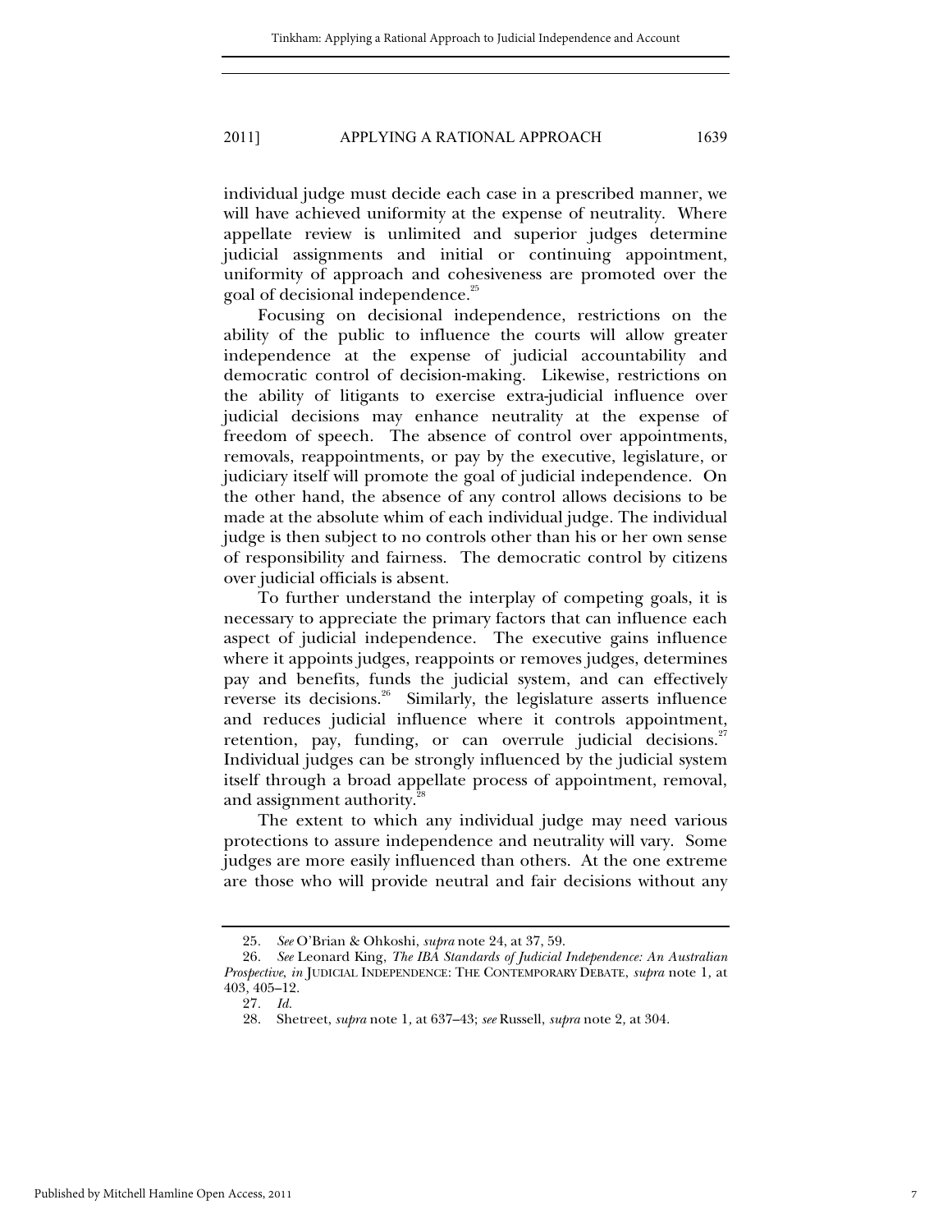individual judge must decide each case in a prescribed manner, we will have achieved uniformity at the expense of neutrality. Where appellate review is unlimited and superior judges determine judicial assignments and initial or continuing appointment, uniformity of approach and cohesiveness are promoted over the goal of decisional independence.[25]

Focusing on decisional independence, restrictions on the ability of the public to influence the courts will allow greater independence at the expense of judicial accountability and democratic control of decision-making. Likewise, restrictions on the ability of litigants to exercise extra-judicial influence over judicial decisions may enhance neutrality at the expense of freedom of speech. The absence of control over appointments, removals, reappointments, or pay by the executive, legislature, or judiciary itself will promote the goal of judicial independence. On the other hand, the absence of any control allows decisions to be made at the absolute whim of each individual judge. The individual judge is then subject to no controls other than his or her own sense of responsibility and fairness. The democratic control by citizens over judicial officials is absent.

To further understand the interplay of competing goals, it is necessary to appreciate the primary factors that can influence each aspect of judicial independence. The executive gains influence where it appoints judges, reappoints or removes judges, determines pay and benefits, funds the judicial system, and can effectively reverse its decisions.[26] Similarly, the legislature asserts influence and reduces judicial influence where it controls appointment, retention, pay, funding, or can overrule judicial decisions.[27] Individual judges can be strongly influenced by the judicial system itself through a broad appellate process of appointment, removal, and assignment authority.[28]

The extent to which any individual judge may need various protections to assure independence and neutrality will vary. Some judges are more easily influenced than others. At the one extreme are those who will provide neutral and fair decisions without any

---

25. *See* O'Brian & Ohkoshi, *supra* note 24, at 37, 59.

26. *See* Leonard King, *The IBA Standards of Judicial Independence: An Australian Prospective*, *in* JUDICIAL INDEPENDENCE: THE CONTEMPORARY DEBATE, *supra* note 1, at 403, 405–12.

27. *Id.*

28. Shetreet, *supra* note 1, at 637–43; *see* Russell, *supra* note 2, at 304.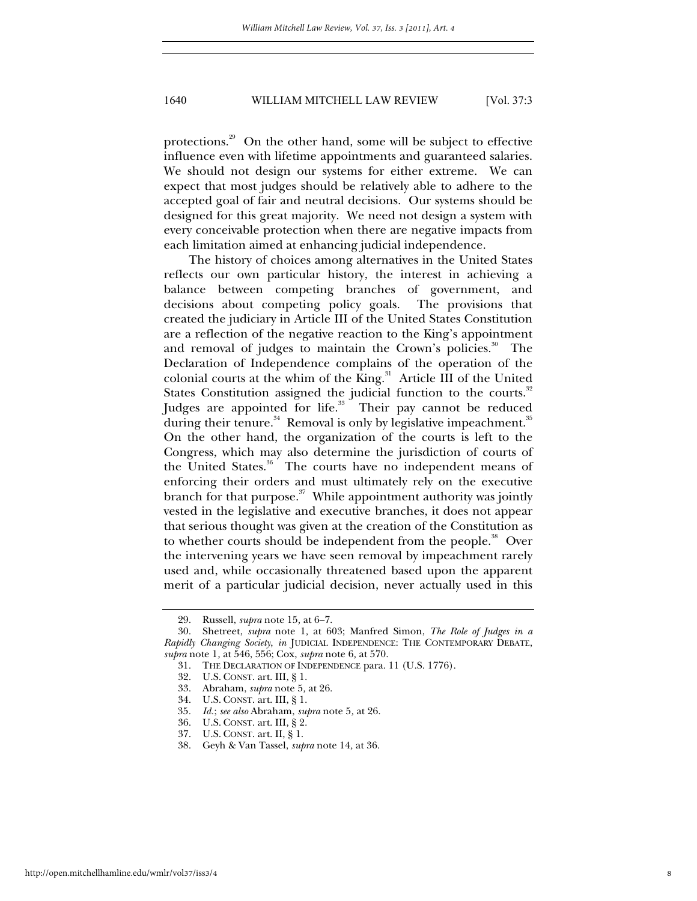protections.[29] On the other hand, some will be subject to effective influence even with lifetime appointments and guaranteed salaries. We should not design our systems for either extreme. We can expect that most judges should be relatively able to adhere to the accepted goal of fair and neutral decisions. Our systems should be designed for this great majority. We need not design a system with every conceivable protection when there are negative impacts from each limitation aimed at enhancing judicial independence.

The history of choices among alternatives in the United States reflects our own particular history, the interest in achieving a balance between competing branches of government, and decisions about competing policy goals. The provisions that created the judiciary in Article III of the United States Constitution are a reflection of the negative reaction to the King's appointment and removal of judges to maintain the Crown's policies.[30] The Declaration of Independence complains of the operation of the colonial courts at the whim of the King.[31] Article III of the United States Constitution assigned the judicial function to the courts.[32] Judges are appointed for life.[33] Their pay cannot be reduced during their tenure.[34] Removal is only by legislative impeachment.[35] On the other hand, the organization of the courts is left to the Congress, which may also determine the jurisdiction of courts of the United States.[36] The courts have no independent means of enforcing their orders and must ultimately rely on the executive branch for that purpose.[37] While appointment authority was jointly vested in the legislative and executive branches, it does not appear that serious thought was given at the creation of the Constitution as to whether courts should be independent from the people.[38] Over the intervening years we have seen removal by impeachment rarely used and, while occasionally threatened based upon the apparent merit of a particular judicial decision, never actually used in this

---

29. Russell, *supra* note 15, at 6–7.

30. Shetreet, *supra* note 1, at 603; Manfred Simon, *The Role of Judges in a Rapidly Changing Society*, *in* JUDICIAL INDEPENDENCE: THE CONTEMPORARY DEBATE, *supra* note 1, at 546, 556; Cox, *supra* note 6, at 570.

31. THE DECLARATION OF INDEPENDENCE para. 11 (U.S. 1776).

32. U.S. CONST. art. III, § 1.

33. Abraham, *supra* note 5, at 26.

34. U.S. CONST. art. III, § 1.

35. *Id.*; *see also* Abraham, *supra* note 5, at 26.

36. U.S. CONST. art. III, § 2.

37. U.S. CONST. art. II, § 1.

38. Geyh & Van Tassel, *supra* note 14, at 36.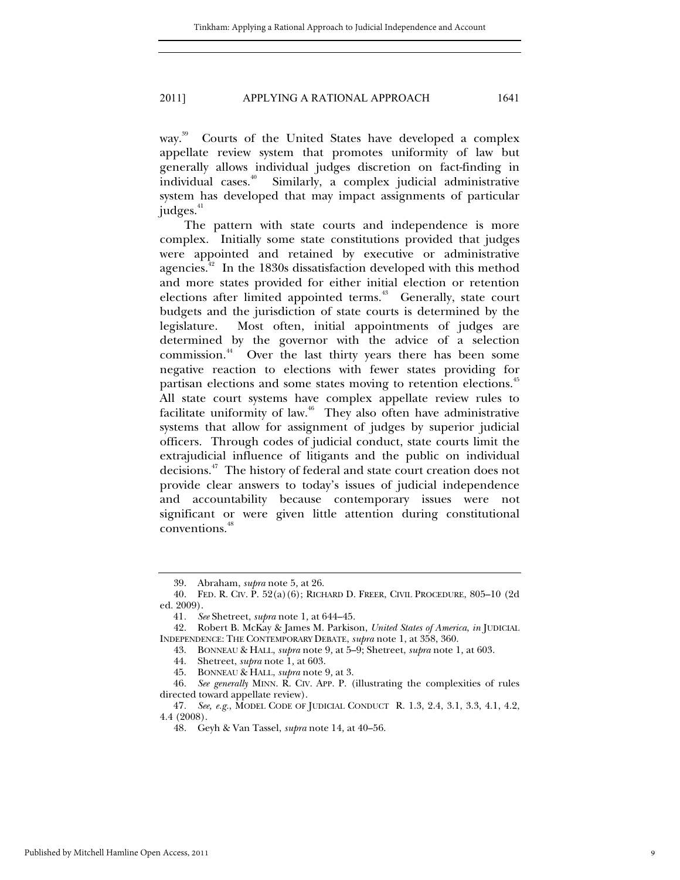way.[39] Courts of the United States have developed a complex appellate review system that promotes uniformity of law but generally allows individual judges discretion on fact-finding in individual cases.[40] Similarly, a complex judicial administrative system has developed that may impact assignments of particular judges.[41]

The pattern with state courts and independence is more complex. Initially some state constitutions provided that judges were appointed and retained by executive or administrative agencies.[42] In the 1830s dissatisfaction developed with this method and more states provided for either initial election or retention elections after limited appointed terms.[43] Generally, state court budgets and the jurisdiction of state courts is determined by the legislature. Most often, initial appointments of judges are determined by the governor with the advice of a selection commission.[44] Over the last thirty years there has been some negative reaction to elections with fewer states providing for partisan elections and some states moving to retention elections.[45] All state court systems have complex appellate review rules to facilitate uniformity of law.[46] They also often have administrative systems that allow for assignment of judges by superior judicial officers. Through codes of judicial conduct, state courts limit the extrajudicial influence of litigants and the public on individual decisions.[47] The history of federal and state court creation does not provide clear answers to today's issues of judicial independence and accountability because contemporary issues were not significant or were given little attention during constitutional conventions.[48]

---

39. Abraham, *supra* note 5, at 26.

40. FED. R. CIV. P. 52(a)(6); RICHARD D. FREER, CIVIL PROCEDURE, 805–10 (2d ed. 2009).

41. *See* Shetreet, *supra* note 1, at 644–45.

42. Robert B. McKay & James M. Parkison, *United States of America*, *in* JUDICIAL INDEPENDENCE: THE CONTEMPORARY DEBATE, *supra* note 1, at 358, 360.

43. BONNEAU & HALL, *supra* note 9, at 5–9; Shetreet, *supra* note 1, at 603.

44. Shetreet, *supra* note 1, at 603.

45. BONNEAU & HALL, *supra* note 9, at 3.

46. *See generally* MINN. R. CIV. APP. P. (illustrating the complexities of rules directed toward appellate review).

47. *See, e.g.*, MODEL CODE OF JUDICIAL CONDUCT R. 1.3, 2.4, 3.1, 3.3, 4.1, 4.2, 4.4 (2008).

48. Geyh & Van Tassel, *supra* note 14, at 40–56.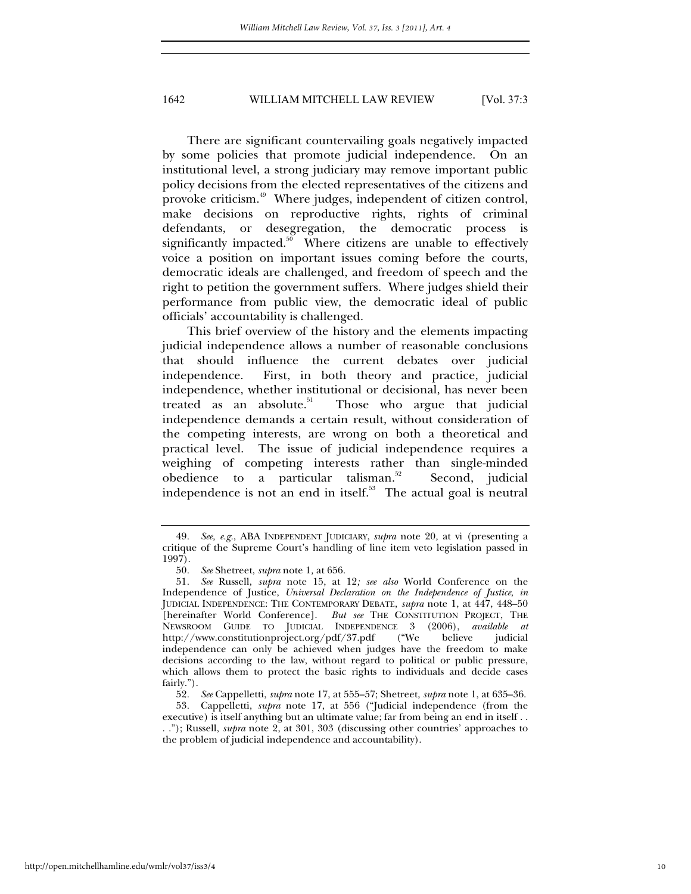There are significant countervailing goals negatively impacted by some policies that promote judicial independence. On an institutional level, a strong judiciary may remove important public policy decisions from the elected representatives of the citizens and provoke criticism.[49] Where judges, independent of citizen control, make decisions on reproductive rights, rights of criminal defendants, or desegregation, the democratic process is significantly impacted.[50] Where citizens are unable to effectively voice a position on important issues coming before the courts, democratic ideals are challenged, and freedom of speech and the right to petition the government suffers. Where judges shield their performance from public view, the democratic ideal of public officials' accountability is challenged.

This brief overview of the history and the elements impacting judicial independence allows a number of reasonable conclusions that should influence the current debates over judicial independence. First, in both theory and practice, judicial independence, whether institutional or decisional, has never been treated as an absolute.[51] Those who argue that judicial independence demands a certain result, without consideration of the competing interests, are wrong on both a theoretical and practical level. The issue of judicial independence requires a weighing of competing interests rather than single-minded obedience to a particular talisman.[52] Second, judicial independence is not an end in itself.[53] The actual goal is neutral

---

49. *See, e.g.*, ABA INDEPENDENT JUDICIARY, *supra* note 20, at vi (presenting a critique of the Supreme Court's handling of line item veto legislation passed in 1997).

50. *See* Shetreet, *supra* note 1, at 656.

51. *See* Russell, *supra* note 15, at 12*; see also* World Conference on the Independence of Justice, *Universal Declaration on the Independence of Justice*, *in* JUDICIAL INDEPENDENCE: THE CONTEMPORARY DEBATE, *supra* note 1, at 447, 448–50 [hereinafter World Conference]. *But see* THE CONSTITUTION PROJECT, THE NEWSROOM GUIDE TO JUDICIAL INDEPENDENCE 3 (2006), *available at* http://www.constitutionproject.org/pdf/37.pdf ("We believe judicial independence can only be achieved when judges have the freedom to make decisions according to the law, without regard to political or public pressure, which allows them to protect the basic rights to individuals and decide cases fairly.").

52. *See* Cappelletti, *supra* note 17, at 555–57; Shetreet, *supra* note 1, at 635–36.

53. Cappelletti, *supra* note 17, at 556 ("Judicial independence (from the executive) is itself anything but an ultimate value; far from being an end in itself . . . ."); Russell, *supra* note 2, at 301, 303 (discussing other countries' approaches to the problem of judicial independence and accountability).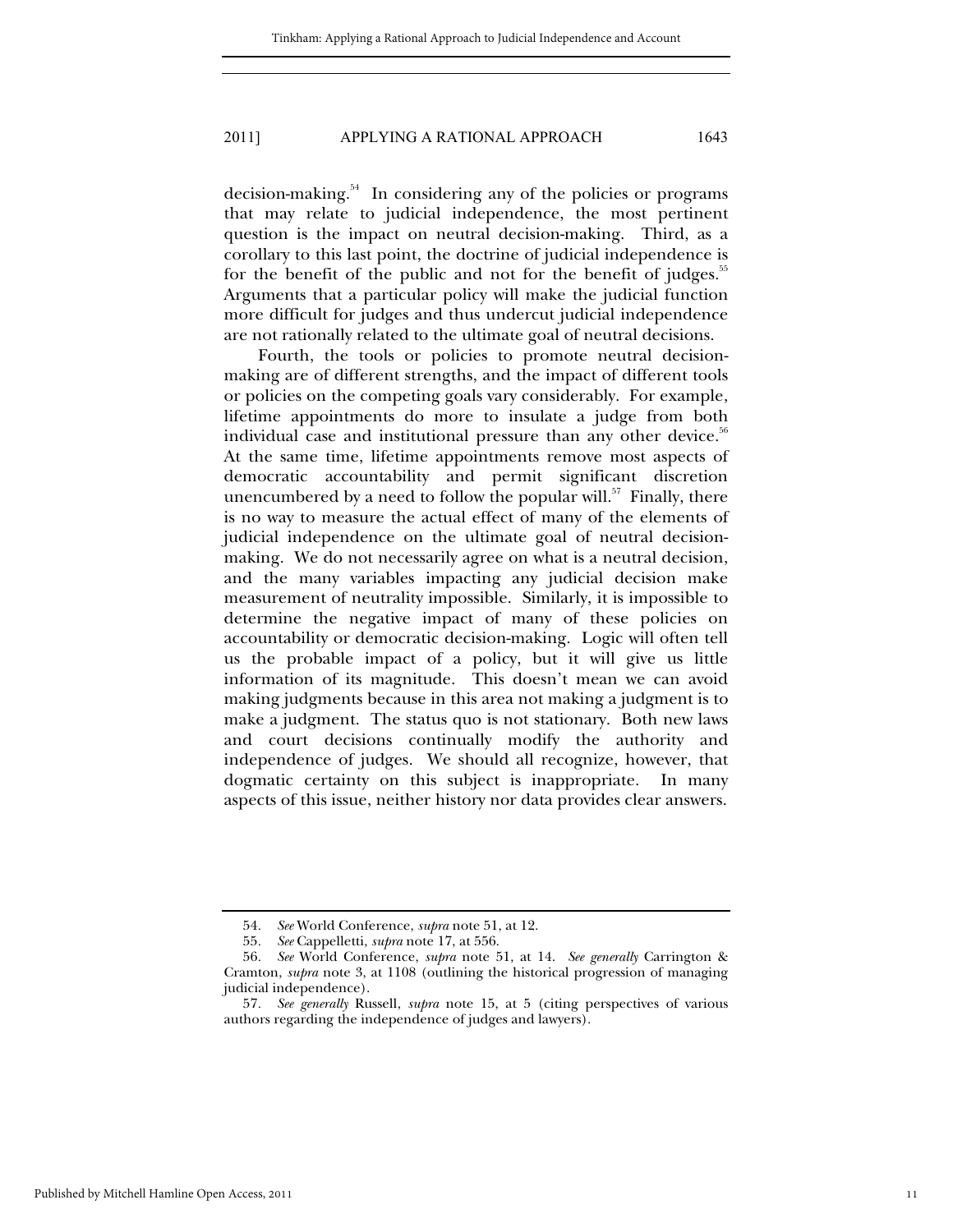decision-making.[54] In considering any of the policies or programs that may relate to judicial independence, the most pertinent question is the impact on neutral decision-making. Third, as a corollary to this last point, the doctrine of judicial independence is for the benefit of the public and not for the benefit of judges.[55] Arguments that a particular policy will make the judicial function more difficult for judges and thus undercut judicial independence are not rationally related to the ultimate goal of neutral decisions.

Fourth, the tools or policies to promote neutral decision-making are of different strengths, and the impact of different tools or policies on the competing goals vary considerably. For example, lifetime appointments do more to insulate a judge from both individual case and institutional pressure than any other device.[56] At the same time, lifetime appointments remove most aspects of democratic accountability and permit significant discretion unencumbered by a need to follow the popular will.[57] Finally, there is no way to measure the actual effect of many of the elements of judicial independence on the ultimate goal of neutral decision-making. We do not necessarily agree on what is a neutral decision, and the many variables impacting any judicial decision make measurement of neutrality impossible. Similarly, it is impossible to determine the negative impact of many of these policies on accountability or democratic decision-making. Logic will often tell us the probable impact of a policy, but it will give us little information of its magnitude. This doesn't mean we can avoid making judgments because in this area not making a judgment is to make a judgment. The status quo is not stationary. Both new laws and court decisions continually modify the authority and independence of judges. We should all recognize, however, that dogmatic certainty on this subject is inappropriate. In many aspects of this issue, neither history nor data provides clear answers.

---

54. *See* World Conference, *supra* note 51, at 12.

55. *See* Cappelletti, *supra* note 17, at 556.

56. *See* World Conference, *supra* note 51, at 14. *See generally* Carrington & Cramton, *supra* note 3, at 1108 (outlining the historical progression of managing judicial independence).

57. *See generally* Russell, *supra* note 15, at 5 (citing perspectives of various authors regarding the independence of judges and lawyers).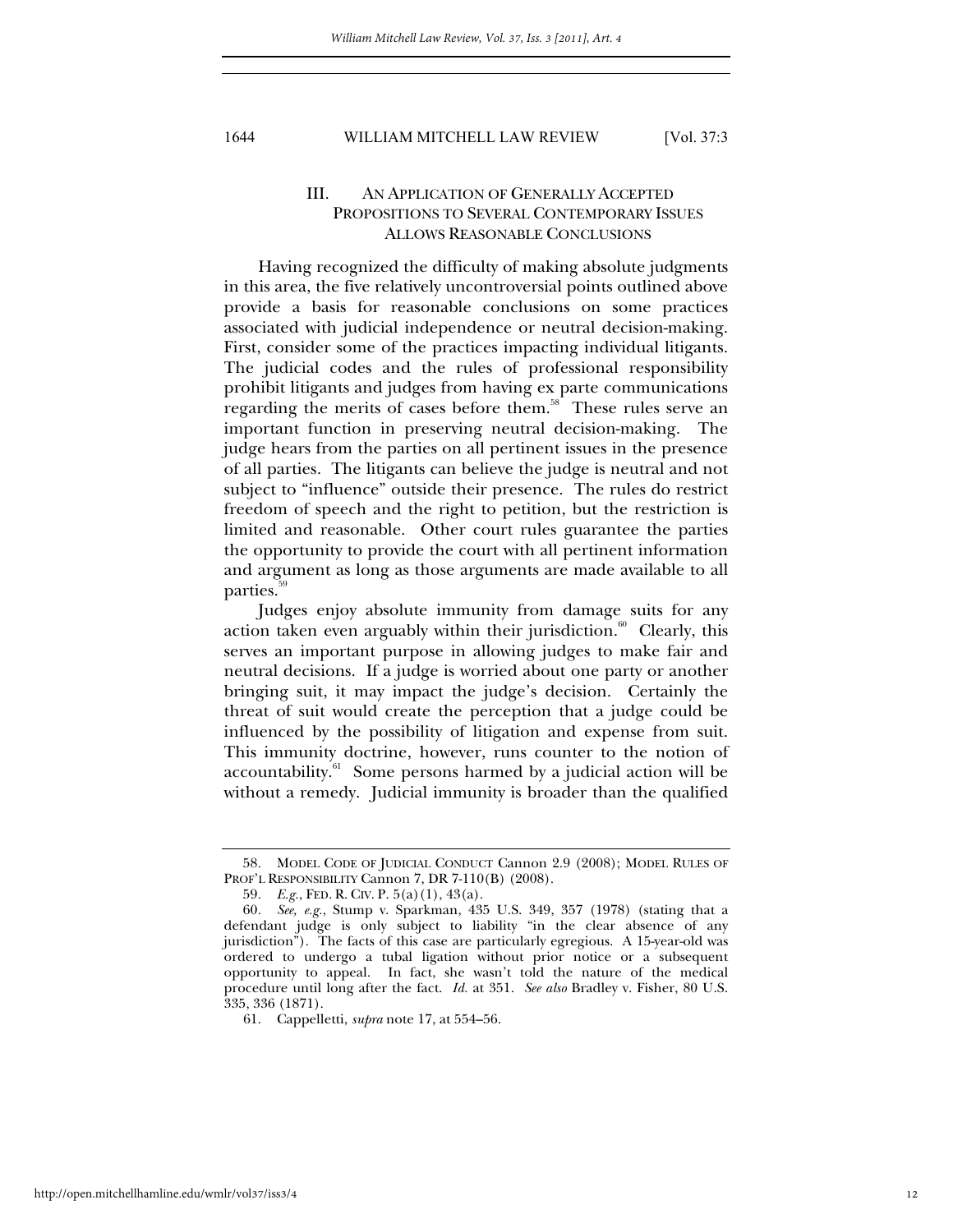## III. AN APPLICATION OF GENERALLY ACCEPTED PROPOSITIONS TO SEVERAL CONTEMPORARY ISSUES ALLOWS REASONABLE CONCLUSIONS

Having recognized the difficulty of making absolute judgments in this area, the five relatively uncontroversial points outlined above provide a basis for reasonable conclusions on some practices associated with judicial independence or neutral decision-making. First, consider some of the practices impacting individual litigants. The judicial codes and the rules of professional responsibility prohibit litigants and judges from having ex parte communications regarding the merits of cases before them.[58] These rules serve an important function in preserving neutral decision-making. The judge hears from the parties on all pertinent issues in the presence of all parties. The litigants can believe the judge is neutral and not subject to "influence" outside their presence. The rules do restrict freedom of speech and the right to petition, but the restriction is limited and reasonable. Other court rules guarantee the parties the opportunity to provide the court with all pertinent information and argument as long as those arguments are made available to all parties.[59]

Judges enjoy absolute immunity from damage suits for any action taken even arguably within their jurisdiction.[60] Clearly, this serves an important purpose in allowing judges to make fair and neutral decisions. If a judge is worried about one party or another bringing suit, it may impact the judge's decision. Certainly the threat of suit would create the perception that a judge could be influenced by the possibility of litigation and expense from suit. This immunity doctrine, however, runs counter to the notion of accountability.[61] Some persons harmed by a judicial action will be without a remedy. Judicial immunity is broader than the qualified

---

58. MODEL CODE OF JUDICIAL CONDUCT Cannon 2.9 (2008); MODEL RULES OF PROF'L RESPONSIBILITY Cannon 7, DR 7-110(B) (2008).

59. *E.g.*, FED. R. CIV. P. 5(a)(1), 43(a).

60. *See, e.g.*, Stump v. Sparkman, 435 U.S. 349, 357 (1978) (stating that a defendant judge is only subject to liability "in the clear absence of any jurisdiction"). The facts of this case are particularly egregious. A 15-year-old was ordered to undergo a tubal ligation without prior notice or a subsequent opportunity to appeal. In fact, she wasn't told the nature of the medical procedure until long after the fact. *Id.* at 351. *See also* Bradley v. Fisher, 80 U.S. 335, 336 (1871).

61. Cappelletti, *supra* note 17, at 554–56.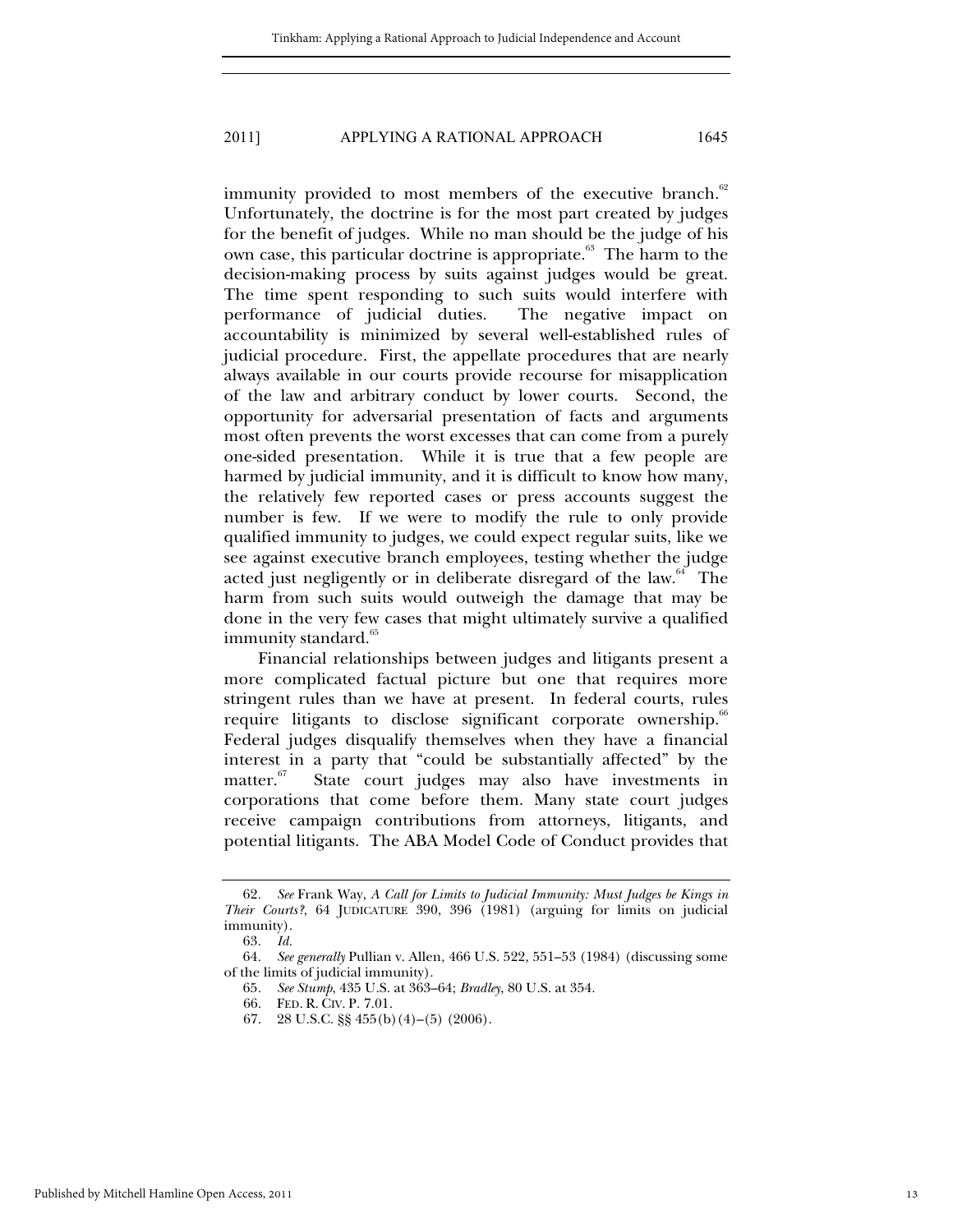immunity provided to most members of the executive branch.[62] Unfortunately, the doctrine is for the most part created by judges for the benefit of judges. While no man should be the judge of his own case, this particular doctrine is appropriate.[63] The harm to the decision-making process by suits against judges would be great. The time spent responding to such suits would interfere with performance of judicial duties. The negative impact on accountability is minimized by several well-established rules of judicial procedure. First, the appellate procedures that are nearly always available in our courts provide recourse for misapplication of the law and arbitrary conduct by lower courts. Second, the opportunity for adversarial presentation of facts and arguments most often prevents the worst excesses that can come from a purely one-sided presentation. While it is true that a few people are harmed by judicial immunity, and it is difficult to know how many, the relatively few reported cases or press accounts suggest the number is few. If we were to modify the rule to only provide qualified immunity to judges, we could expect regular suits, like we see against executive branch employees, testing whether the judge acted just negligently or in deliberate disregard of the law.[64] The harm from such suits would outweigh the damage that may be done in the very few cases that might ultimately survive a qualified immunity standard.[65]

Financial relationships between judges and litigants present a more complicated factual picture but one that requires more stringent rules than we have at present. In federal courts, rules require litigants to disclose significant corporate ownership.[66] Federal judges disqualify themselves when they have a financial interest in a party that "could be substantially affected" by the matter.[67] State court judges may also have investments in corporations that come before them. Many state court judges receive campaign contributions from attorneys, litigants, and potential litigants. The ABA Model Code of Conduct provides that

---

62. *See* Frank Way, *A Call for Limits to Judicial Immunity: Must Judges be Kings in Their Courts?*, 64 JUDICATURE 390, 396 (1981) (arguing for limits on judicial immunity).

63. *Id.*

64. *See generally* Pullian v. Allen, 466 U.S. 522, 551–53 (1984) (discussing some of the limits of judicial immunity).

65. *See Stump*, 435 U.S. at 363–64; *Bradley*, 80 U.S. at 354.

66. FED. R. CIV. P. 7.01.

67. 28 U.S.C. §§ 455(b)(4)–(5) (2006).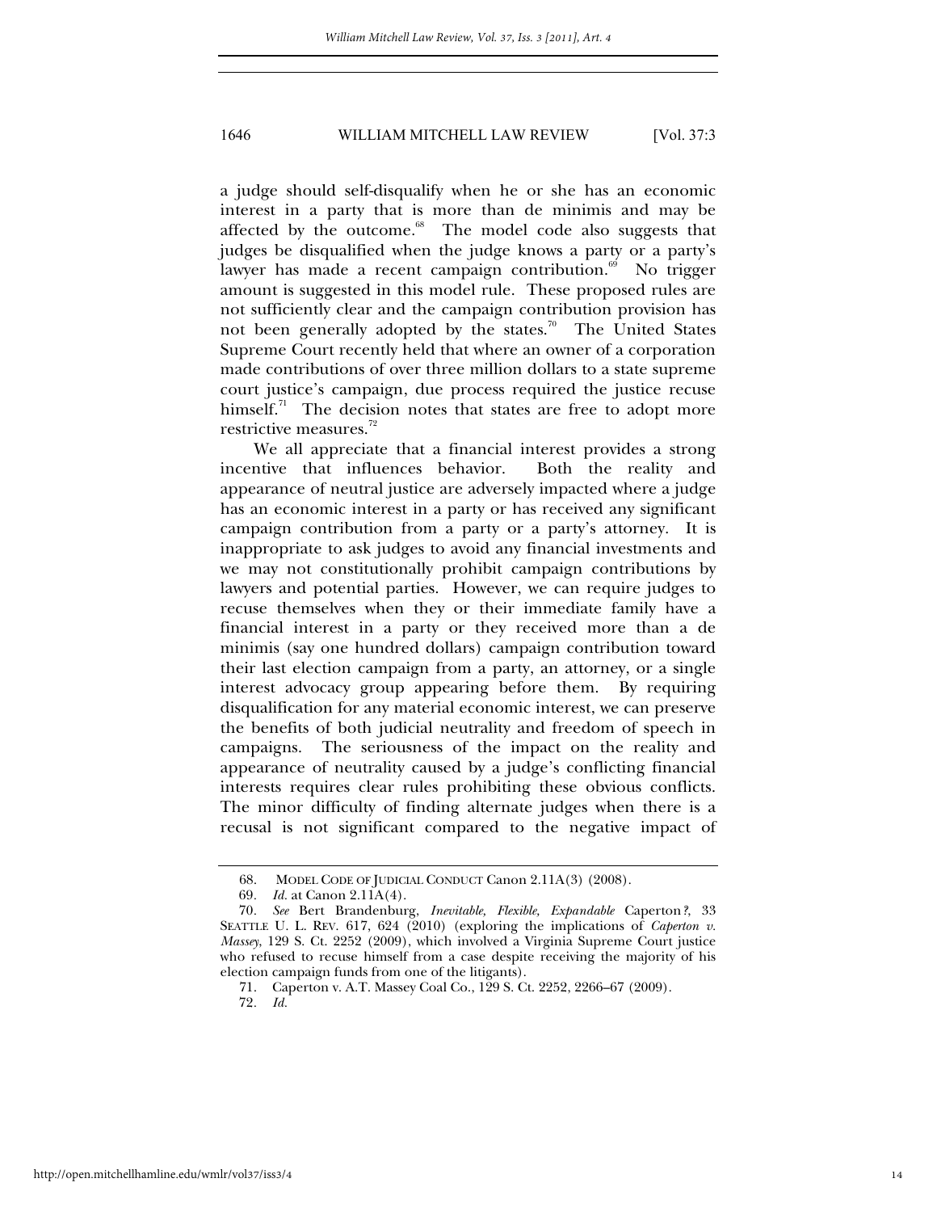a judge should self-disqualify when he or she has an economic interest in a party that is more than de minimis and may be affected by the outcome.[68] The model code also suggests that judges be disqualified when the judge knows a party or a party's lawyer has made a recent campaign contribution.[69] No trigger amount is suggested in this model rule. These proposed rules are not sufficiently clear and the campaign contribution provision has not been generally adopted by the states.[70] The United States Supreme Court recently held that where an owner of a corporation made contributions of over three million dollars to a state supreme court justice's campaign, due process required the justice recuse himself.[71] The decision notes that states are free to adopt more restrictive measures.[72]

We all appreciate that a financial interest provides a strong incentive that influences behavior. Both the reality and appearance of neutral justice are adversely impacted where a judge has an economic interest in a party or has received any significant campaign contribution from a party or a party's attorney. It is inappropriate to ask judges to avoid any financial investments and we may not constitutionally prohibit campaign contributions by lawyers and potential parties. However, we can require judges to recuse themselves when they or their immediate family have a financial interest in a party or they received more than a de minimis (say one hundred dollars) campaign contribution toward their last election campaign from a party, an attorney, or a single interest advocacy group appearing before them. By requiring disqualification for any material economic interest, we can preserve the benefits of both judicial neutrality and freedom of speech in campaigns. The seriousness of the impact on the reality and appearance of neutrality caused by a judge's conflicting financial interests requires clear rules prohibiting these obvious conflicts. The minor difficulty of finding alternate judges when there is a recusal is not significant compared to the negative impact of

---

68. MODEL CODE OF JUDICIAL CONDUCT Canon 2.11A(3) (2008).

69. *Id.* at Canon 2.11A(4).

70. *See* Bert Brandenburg, *Inevitable, Flexible, Expandable* Caperton*?*, 33 SEATTLE U. L. REV. 617, 624 (2010) (exploring the implications of *Caperton v. Massey*, 129 S. Ct. 2252 (2009), which involved a Virginia Supreme Court justice who refused to recuse himself from a case despite receiving the majority of his election campaign funds from one of the litigants).

71. Caperton v. A.T. Massey Coal Co., 129 S. Ct. 2252, 2266–67 (2009).

72. *Id.*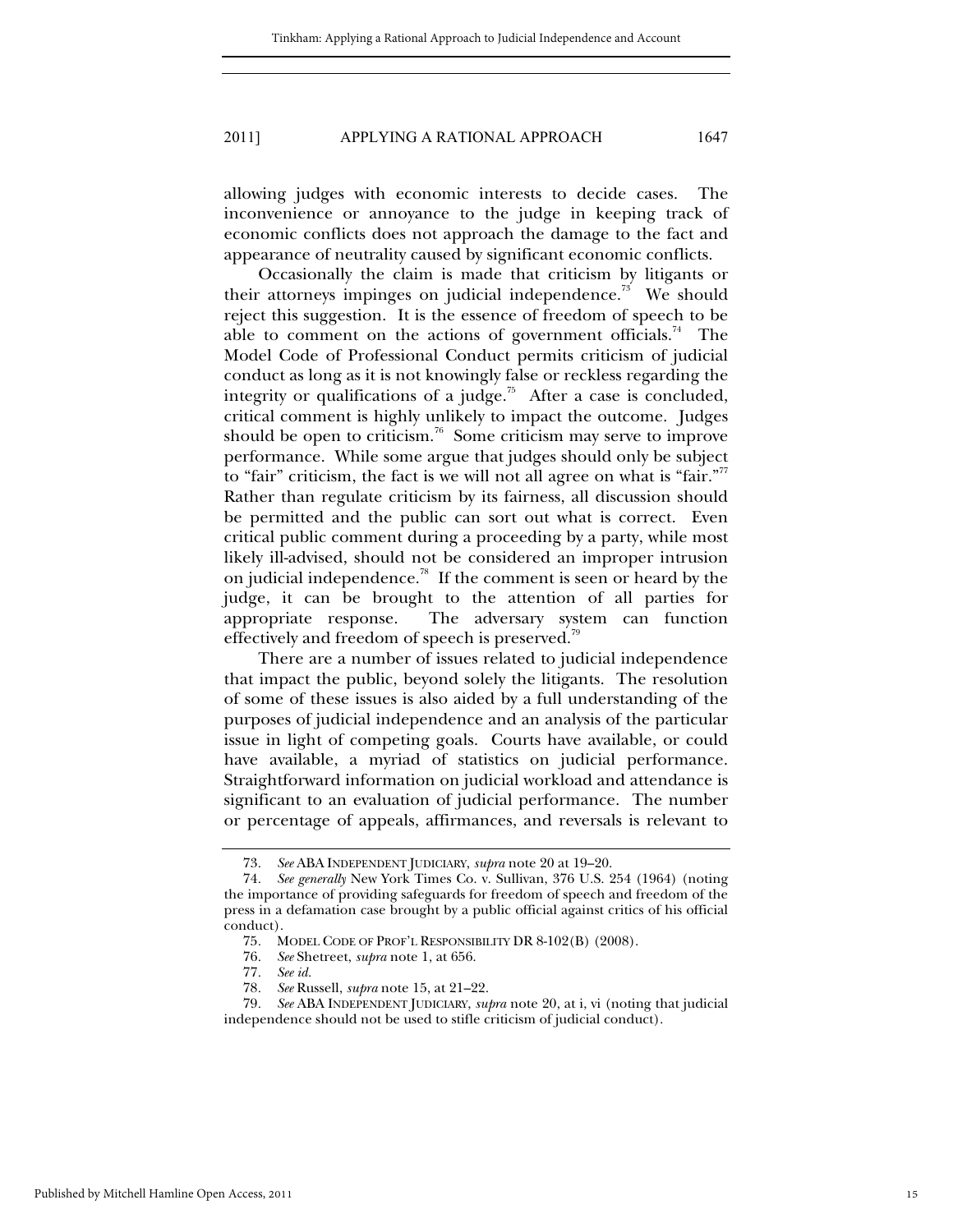allowing judges with economic interests to decide cases. The inconvenience or annoyance to the judge in keeping track of economic conflicts does not approach the damage to the fact and appearance of neutrality caused by significant economic conflicts.

Occasionally the claim is made that criticism by litigants or their attorneys impinges on judicial independence.[73] We should reject this suggestion. It is the essence of freedom of speech to be able to comment on the actions of government officials.[74] The Model Code of Professional Conduct permits criticism of judicial conduct as long as it is not knowingly false or reckless regarding the integrity or qualifications of a judge.[75] After a case is concluded, critical comment is highly unlikely to impact the outcome. Judges should be open to criticism.[76] Some criticism may serve to improve performance. While some argue that judges should only be subject to "fair" criticism, the fact is we will not all agree on what is "fair."[77] Rather than regulate criticism by its fairness, all discussion should be permitted and the public can sort out what is correct. Even critical public comment during a proceeding by a party, while most likely ill-advised, should not be considered an improper intrusion on judicial independence.[78] If the comment is seen or heard by the judge, it can be brought to the attention of all parties for appropriate response. The adversary system can function effectively and freedom of speech is preserved.[79]

There are a number of issues related to judicial independence that impact the public, beyond solely the litigants. The resolution of some of these issues is also aided by a full understanding of the purposes of judicial independence and an analysis of the particular issue in light of competing goals. Courts have available, or could have available, a myriad of statistics on judicial performance. Straightforward information on judicial workload and attendance is significant to an evaluation of judicial performance. The number or percentage of appeals, affirmances, and reversals is relevant to

---

73. *See* ABA INDEPENDENT JUDICIARY, *supra* note 20 at 19–20.

74. *See generally* New York Times Co. v. Sullivan, 376 U.S. 254 (1964) (noting the importance of providing safeguards for freedom of speech and freedom of the press in a defamation case brought by a public official against critics of his official conduct).

75. MODEL CODE OF PROF'L RESPONSIBILITY DR 8-102(B) (2008).

76. *See* Shetreet, *supra* note 1, at 656.

77. *See id.*

78. *See* Russell, *supra* note 15, at 21–22.

79. *See* ABA INDEPENDENT JUDICIARY, *supra* note 20, at i, vi (noting that judicial independence should not be used to stifle criticism of judicial conduct).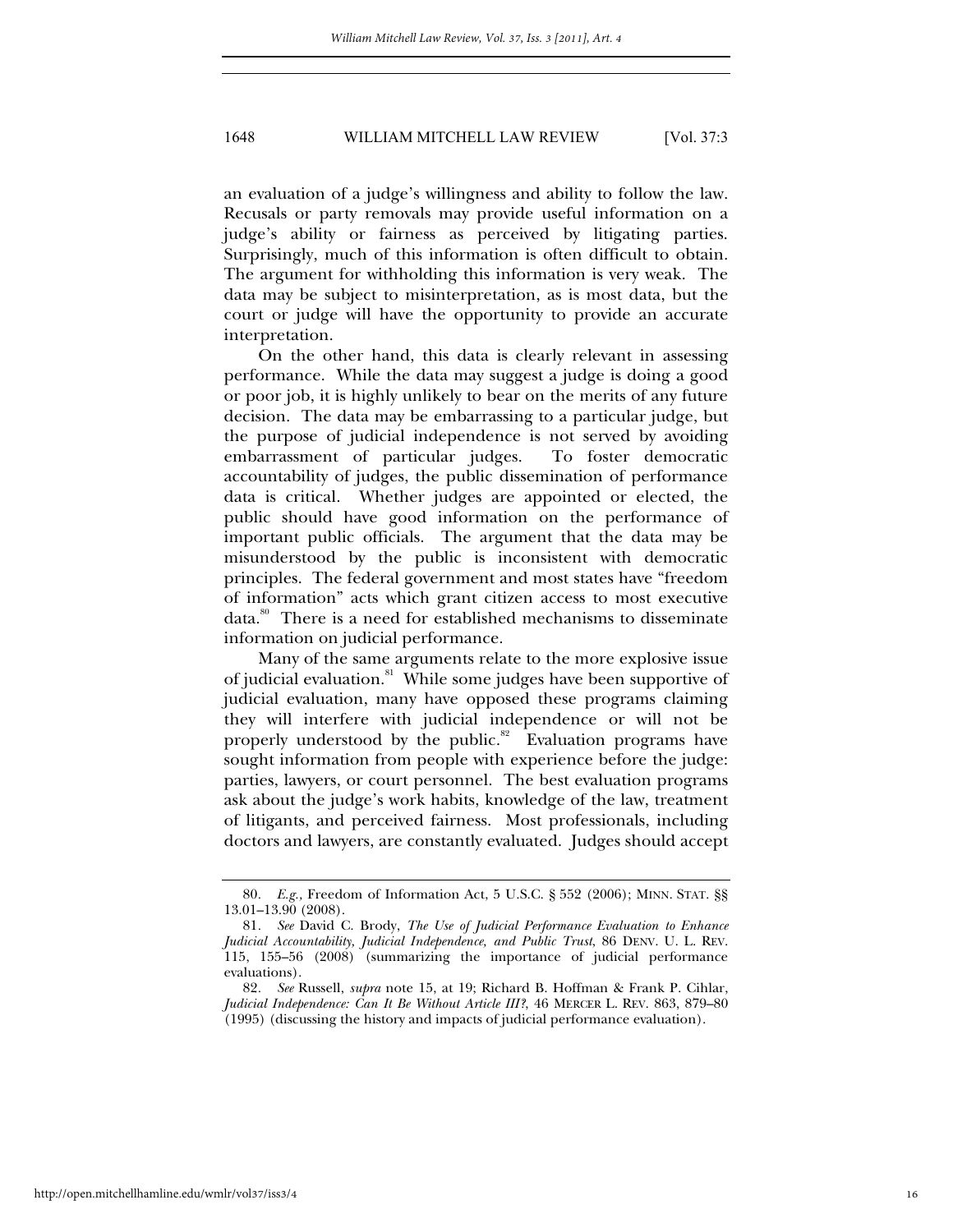an evaluation of a judge's willingness and ability to follow the law. Recusals or party removals may provide useful information on a judge's ability or fairness as perceived by litigating parties. Surprisingly, much of this information is often difficult to obtain. The argument for withholding this information is very weak. The data may be subject to misinterpretation, as is most data, but the court or judge will have the opportunity to provide an accurate interpretation.

On the other hand, this data is clearly relevant in assessing performance. While the data may suggest a judge is doing a good or poor job, it is highly unlikely to bear on the merits of any future decision. The data may be embarrassing to a particular judge, but the purpose of judicial independence is not served by avoiding embarrassment of particular judges. To foster democratic accountability of judges, the public dissemination of performance data is critical. Whether judges are appointed or elected, the public should have good information on the performance of important public officials. The argument that the data may be misunderstood by the public is inconsistent with democratic principles. The federal government and most states have "freedom of information" acts which grant citizen access to most executive data.[80] There is a need for established mechanisms to disseminate information on judicial performance.

Many of the same arguments relate to the more explosive issue of judicial evaluation.[81] While some judges have been supportive of judicial evaluation, many have opposed these programs claiming they will interfere with judicial independence or will not be properly understood by the public.[82] Evaluation programs have sought information from people with experience before the judge: parties, lawyers, or court personnel. The best evaluation programs ask about the judge's work habits, knowledge of the law, treatment of litigants, and perceived fairness. Most professionals, including doctors and lawyers, are constantly evaluated. Judges should accept

---

80. *E.g.*, Freedom of Information Act, 5 U.S.C. § 552 (2006); MINN. STAT. §§ 13.01–13.90 (2008).

81. *See* David C. Brody, *The Use of Judicial Performance Evaluation to Enhance Judicial Accountability, Judicial Independence, and Public Trust*, 86 DENV. U. L. REV. 115, 155–56 (2008) (summarizing the importance of judicial performance evaluations).

82. *See* Russell, *supra* note 15, at 19; Richard B. Hoffman & Frank P. Cihlar, *Judicial Independence: Can It Be Without Article III?*, 46 MERCER L. REV. 863, 879–80 (1995) (discussing the history and impacts of judicial performance evaluation).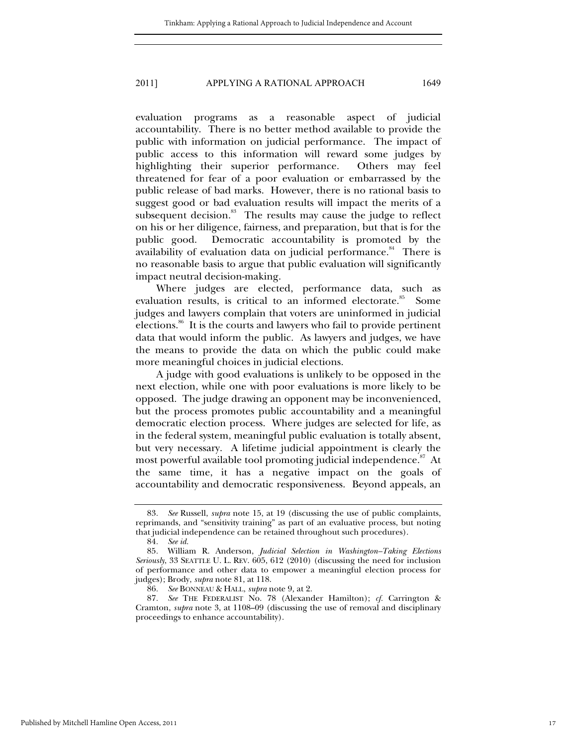evaluation programs as a reasonable aspect of judicial accountability. There is no better method available to provide the public with information on judicial performance. The impact of public access to this information will reward some judges by highlighting their superior performance. Others may feel threatened for fear of a poor evaluation or embarrassed by the public release of bad marks. However, there is no rational basis to suggest good or bad evaluation results will impact the merits of a subsequent decision.[83] The results may cause the judge to reflect on his or her diligence, fairness, and preparation, but that is for the public good. Democratic accountability is promoted by the availability of evaluation data on judicial performance.[84] There is no reasonable basis to argue that public evaluation will significantly impact neutral decision-making.

Where judges are elected, performance data, such as evaluation results, is critical to an informed electorate.[85] Some judges and lawyers complain that voters are uninformed in judicial elections.[86] It is the courts and lawyers who fail to provide pertinent data that would inform the public. As lawyers and judges, we have the means to provide the data on which the public could make more meaningful choices in judicial elections.

A judge with good evaluations is unlikely to be opposed in the next election, while one with poor evaluations is more likely to be opposed. The judge drawing an opponent may be inconvenienced, but the process promotes public accountability and a meaningful democratic election process. Where judges are selected for life, as in the federal system, meaningful public evaluation is totally absent, but very necessary. A lifetime judicial appointment is clearly the most powerful available tool promoting judicial independence.[87] At the same time, it has a negative impact on the goals of accountability and democratic responsiveness. Beyond appeals, an

---

83. *See* Russell, *supra* note 15, at 19 (discussing the use of public complaints, reprimands, and "sensitivity training" as part of an evaluative process, but noting that judicial independence can be retained throughout such procedures).

84. *See id.*

85. William R. Anderson, *Judicial Selection in Washington–Taking Elections Seriously*, 33 SEATTLE U. L. REV. 605, 612 (2010) (discussing the need for inclusion of performance and other data to empower a meaningful election process for judges); Brody, *supra* note 81, at 118.

86. *See* BONNEAU & HALL, *supra* note 9, at 2.

87. *See* THE FEDERALIST No. 78 (Alexander Hamilton); *cf.* Carrington & Cramton, *supra* note 3, at 1108–09 (discussing the use of removal and disciplinary proceedings to enhance accountability).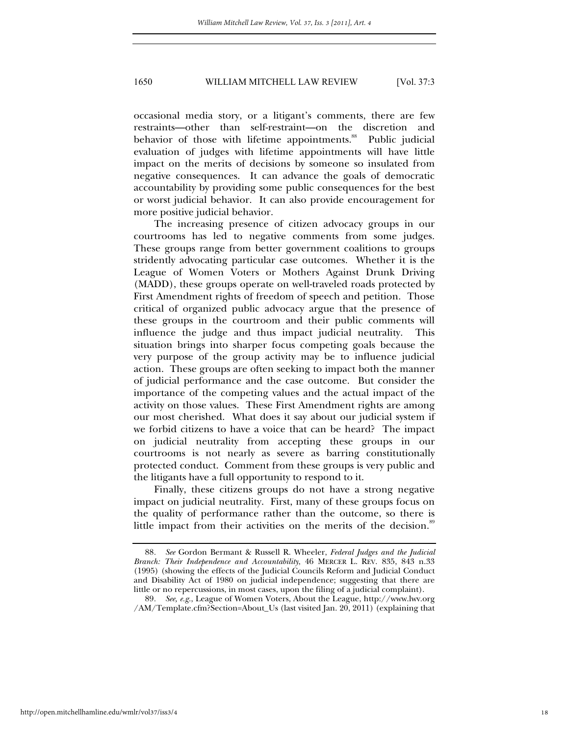occasional media story, or a litigant's comments, there are few restraints—other than self-restraint—on the discretion and behavior of those with lifetime appointments.[88] Public judicial evaluation of judges with lifetime appointments will have little impact on the merits of decisions by someone so insulated from negative consequences. It can advance the goals of democratic accountability by providing some public consequences for the best or worst judicial behavior. It can also provide encouragement for more positive judicial behavior.

The increasing presence of citizen advocacy groups in our courtrooms has led to negative comments from some judges. These groups range from better government coalitions to groups stridently advocating particular case outcomes. Whether it is the League of Women Voters or Mothers Against Drunk Driving (MADD), these groups operate on well-traveled roads protected by First Amendment rights of freedom of speech and petition. Those critical of organized public advocacy argue that the presence of these groups in the courtroom and their public comments will influence the judge and thus impact judicial neutrality. This situation brings into sharper focus competing goals because the very purpose of the group activity may be to influence judicial action. These groups are often seeking to impact both the manner of judicial performance and the case outcome. But consider the importance of the competing values and the actual impact of the activity on those values. These First Amendment rights are among our most cherished. What does it say about our judicial system if we forbid citizens to have a voice that can be heard? The impact on judicial neutrality from accepting these groups in our courtrooms is not nearly as severe as barring constitutionally protected conduct. Comment from these groups is very public and the litigants have a full opportunity to respond to it.

Finally, these citizens groups do not have a strong negative impact on judicial neutrality. First, many of these groups focus on the quality of performance rather than the outcome, so there is little impact from their activities on the merits of the decision.[89]

---

88. *See* Gordon Bermant & Russell R. Wheeler, *Federal Judges and the Judicial Branch: Their Independence and Accountability*, 46 MERCER L. REV. 835, 843 n.33 (1995) (showing the effects of the Judicial Councils Reform and Judicial Conduct and Disability Act of 1980 on judicial independence; suggesting that there are little or no repercussions, in most cases, upon the filing of a judicial complaint).

89. *See, e.g.*, League of Women Voters, About the League, http://www.lwv.org/AM/Template.cfm?Section=About_Us (last visited Jan. 20, 2011) (explaining that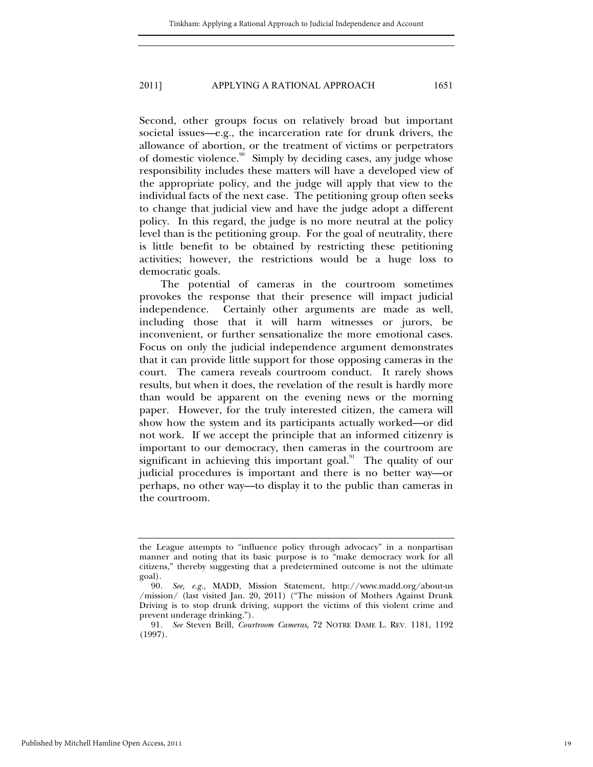Second, other groups focus on relatively broad but important societal issues—e.g., the incarceration rate for drunk drivers, the allowance of abortion, or the treatment of victims or perpetrators of domestic violence.[90] Simply by deciding cases, any judge whose responsibility includes these matters will have a developed view of the appropriate policy, and the judge will apply that view to the individual facts of the next case. The petitioning group often seeks to change that judicial view and have the judge adopt a different policy. In this regard, the judge is no more neutral at the policy level than is the petitioning group. For the goal of neutrality, there is little benefit to be obtained by restricting these petitioning activities; however, the restrictions would be a huge loss to democratic goals.

The potential of cameras in the courtroom sometimes provokes the response that their presence will impact judicial independence. Certainly other arguments are made as well, including those that it will harm witnesses or jurors, be inconvenient, or further sensationalize the more emotional cases. Focus on only the judicial independence argument demonstrates that it can provide little support for those opposing cameras in the court. The camera reveals courtroom conduct. It rarely shows results, but when it does, the revelation of the result is hardly more than would be apparent on the evening news or the morning paper. However, for the truly interested citizen, the camera will show how the system and its participants actually worked—or did not work. If we accept the principle that an informed citizenry is important to our democracy, then cameras in the courtroom are significant in achieving this important goal.[91] The quality of our judicial procedures is important and there is no better way—or perhaps, no other way—to display it to the public than cameras in the courtroom.

---

the League attempts to "influence policy through advocacy" in a nonpartisan manner and noting that its basic purpose is to "make democracy work for all citizens," thereby suggesting that a predetermined outcome is not the ultimate goal).

90. *See, e.g.*, MADD, Mission Statement, http://www.madd.org/about-us/mission/ (last visited Jan. 20, 2011) ("The mission of Mothers Against Drunk Driving is to stop drunk driving, support the victims of this violent crime and prevent underage drinking.").

91. *See* Steven Brill, *Courtroom Cameras*, 72 NOTRE DAME L. REV. 1181, 1192 (1997).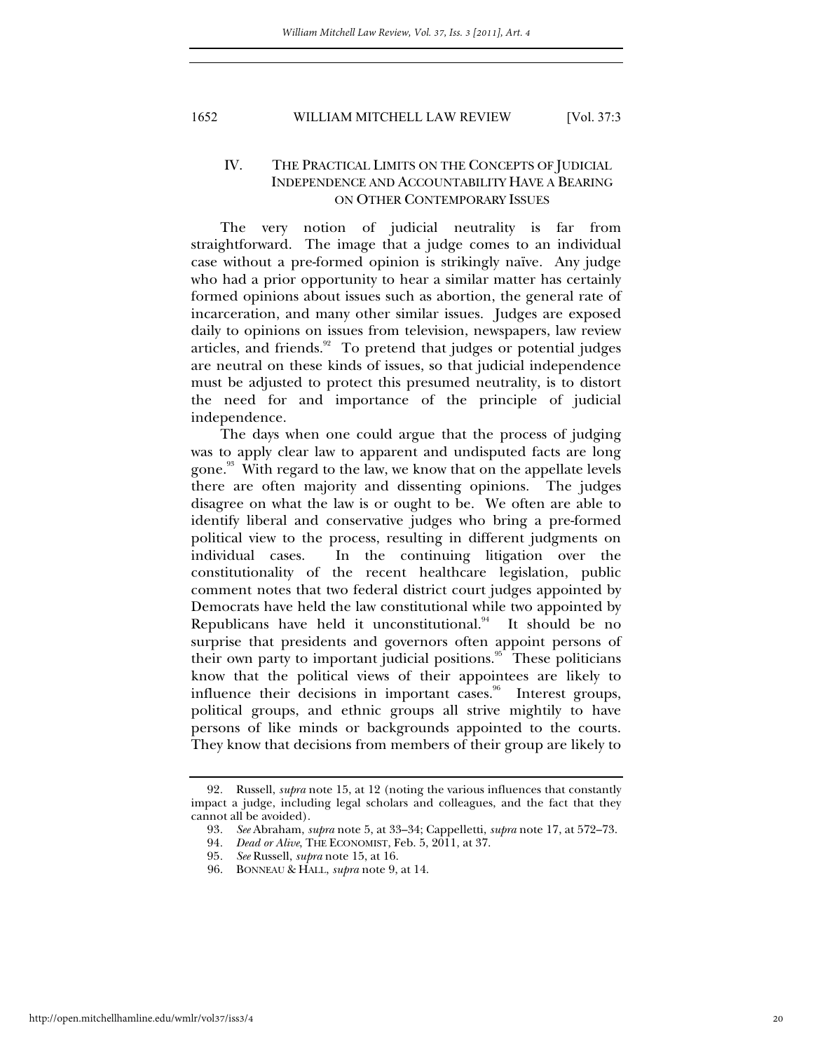## IV. THE PRACTICAL LIMITS ON THE CONCEPTS OF JUDICIAL INDEPENDENCE AND ACCOUNTABILITY HAVE A BEARING ON OTHER CONTEMPORARY ISSUES

The very notion of judicial neutrality is far from straightforward. The image that a judge comes to an individual case without a pre-formed opinion is strikingly naïve. Any judge who had a prior opportunity to hear a similar matter has certainly formed opinions about issues such as abortion, the general rate of incarceration, and many other similar issues. Judges are exposed daily to opinions on issues from television, newspapers, law review articles, and friends.[92] To pretend that judges or potential judges are neutral on these kinds of issues, so that judicial independence must be adjusted to protect this presumed neutrality, is to distort the need for and importance of the principle of judicial independence.

The days when one could argue that the process of judging was to apply clear law to apparent and undisputed facts are long gone.[93] With regard to the law, we know that on the appellate levels there are often majority and dissenting opinions. The judges disagree on what the law is or ought to be. We often are able to identify liberal and conservative judges who bring a pre-formed political view to the process, resulting in different judgments on individual cases. In the continuing litigation over the constitutionality of the recent healthcare legislation, public comment notes that two federal district court judges appointed by Democrats have held the law constitutional while two appointed by Republicans have held it unconstitutional.[94] It should be no surprise that presidents and governors often appoint persons of their own party to important judicial positions.[95] These politicians know that the political views of their appointees are likely to influence their decisions in important cases.[96] Interest groups, political groups, and ethnic groups all strive mightily to have persons of like minds or backgrounds appointed to the courts. They know that decisions from members of their group are likely to

---

92. Russell, *supra* note 15, at 12 (noting the various influences that constantly impact a judge, including legal scholars and colleagues, and the fact that they cannot all be avoided).

93. *See* Abraham, *supra* note 5, at 33–34; Cappelletti, *supra* note 17, at 572–73.

94. *Dead or Alive*, THE ECONOMIST, Feb. 5, 2011, at 37.

95. *See* Russell, *supra* note 15, at 16.

96. BONNEAU & HALL, *supra* note 9, at 14.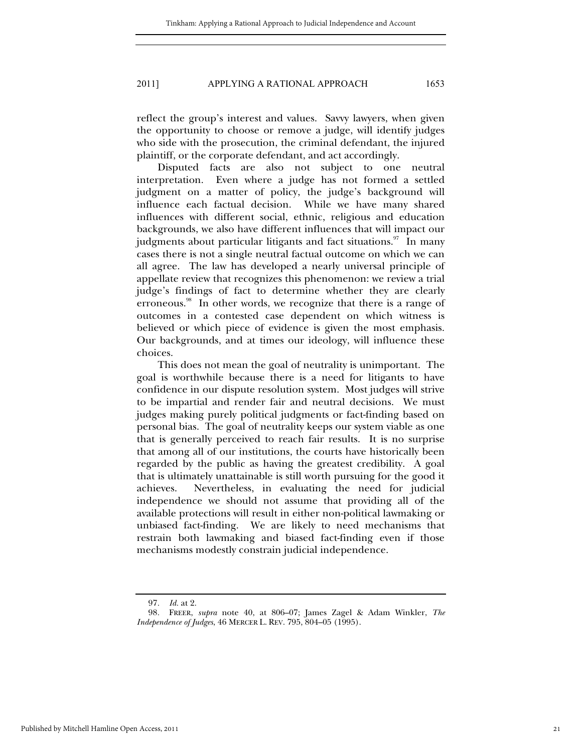reflect the group's interest and values. Savvy lawyers, when given the opportunity to choose or remove a judge, will identify judges who side with the prosecution, the criminal defendant, the injured plaintiff, or the corporate defendant, and act accordingly.

Disputed facts are also not subject to one neutral interpretation. Even where a judge has not formed a settled judgment on a matter of policy, the judge's background will influence each factual decision. While we have many shared influences with different social, ethnic, religious and education backgrounds, we also have different influences that will impact our judgments about particular litigants and fact situations.[97] In many cases there is not a single neutral factual outcome on which we can all agree. The law has developed a nearly universal principle of appellate review that recognizes this phenomenon: we review a trial judge's findings of fact to determine whether they are clearly erroneous.[98] In other words, we recognize that there is a range of outcomes in a contested case dependent on which witness is believed or which piece of evidence is given the most emphasis. Our backgrounds, and at times our ideology, will influence these choices.

This does not mean the goal of neutrality is unimportant. The goal is worthwhile because there is a need for litigants to have confidence in our dispute resolution system. Most judges will strive to be impartial and render fair and neutral decisions. We must judges making purely political judgments or fact-finding based on personal bias. The goal of neutrality keeps our system viable as one that is generally perceived to reach fair results. It is no surprise that among all of our institutions, the courts have historically been regarded by the public as having the greatest credibility. A goal that is ultimately unattainable is still worth pursuing for the good it achieves. Nevertheless, in evaluating the need for judicial independence we should not assume that providing all of the available protections will result in either non-political lawmaking or unbiased fact-finding. We are likely to need mechanisms that restrain both lawmaking and biased fact-finding even if those mechanisms modestly constrain judicial independence.

---

97. *Id.* at 2.

98. FREER, *supra* note 40, at 806–07; James Zagel & Adam Winkler, *The Independence of Judges*, 46 MERCER L. REV. 795, 804–05 (1995).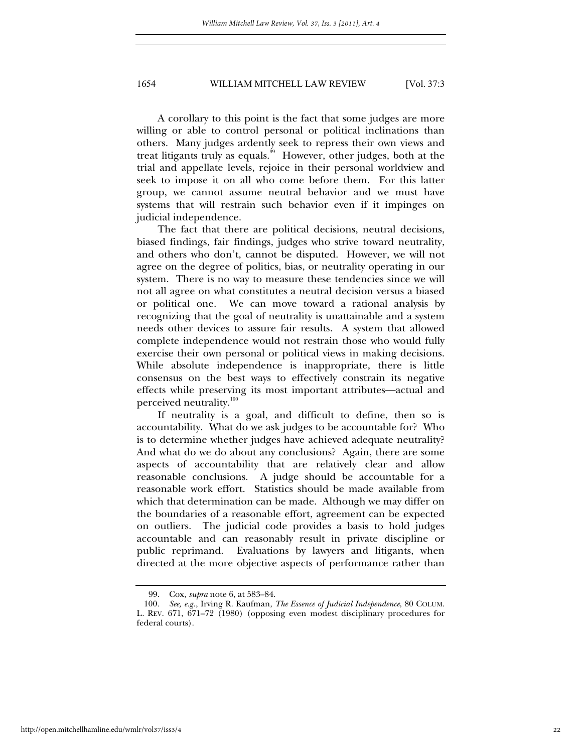A corollary to this point is the fact that some judges are more willing or able to control personal or political inclinations than others. Many judges ardently seek to repress their own views and treat litigants truly as equals.[99] However, other judges, both at the trial and appellate levels, rejoice in their personal worldview and seek to impose it on all who come before them. For this latter group, we cannot assume neutral behavior and we must have systems that will restrain such behavior even if it impinges on judicial independence.

The fact that there are political decisions, neutral decisions, biased findings, fair findings, judges who strive toward neutrality, and others who don't, cannot be disputed. However, we will not agree on the degree of politics, bias, or neutrality operating in our system. There is no way to measure these tendencies since we will not all agree on what constitutes a neutral decision versus a biased or political one. We can move toward a rational analysis by recognizing that the goal of neutrality is unattainable and a system needs other devices to assure fair results. A system that allowed complete independence would not restrain those who would fully exercise their own personal or political views in making decisions. While absolute independence is inappropriate, there is little consensus on the best ways to effectively constrain its negative effects while preserving its most important attributes—actual and perceived neutrality.[100]

If neutrality is a goal, and difficult to define, then so is accountability. What do we ask judges to be accountable for? Who is to determine whether judges have achieved adequate neutrality? And what do we do about any conclusions? Again, there are some aspects of accountability that are relatively clear and allow reasonable conclusions. A judge should be accountable for a reasonable work effort. Statistics should be made available from which that determination can be made. Although we may differ on the boundaries of a reasonable effort, agreement can be expected on outliers. The judicial code provides a basis to hold judges accountable and can reasonably result in private discipline or public reprimand. Evaluations by lawyers and litigants, when directed at the more objective aspects of performance rather than

---

99. Cox, *supra* note 6, at 583–84.

100. *See, e.g.*, Irving R. Kaufman, *The Essence of Judicial Independence*, 80 COLUM. L. REV. 671, 671–72 (1980) (opposing even modest disciplinary procedures for federal courts).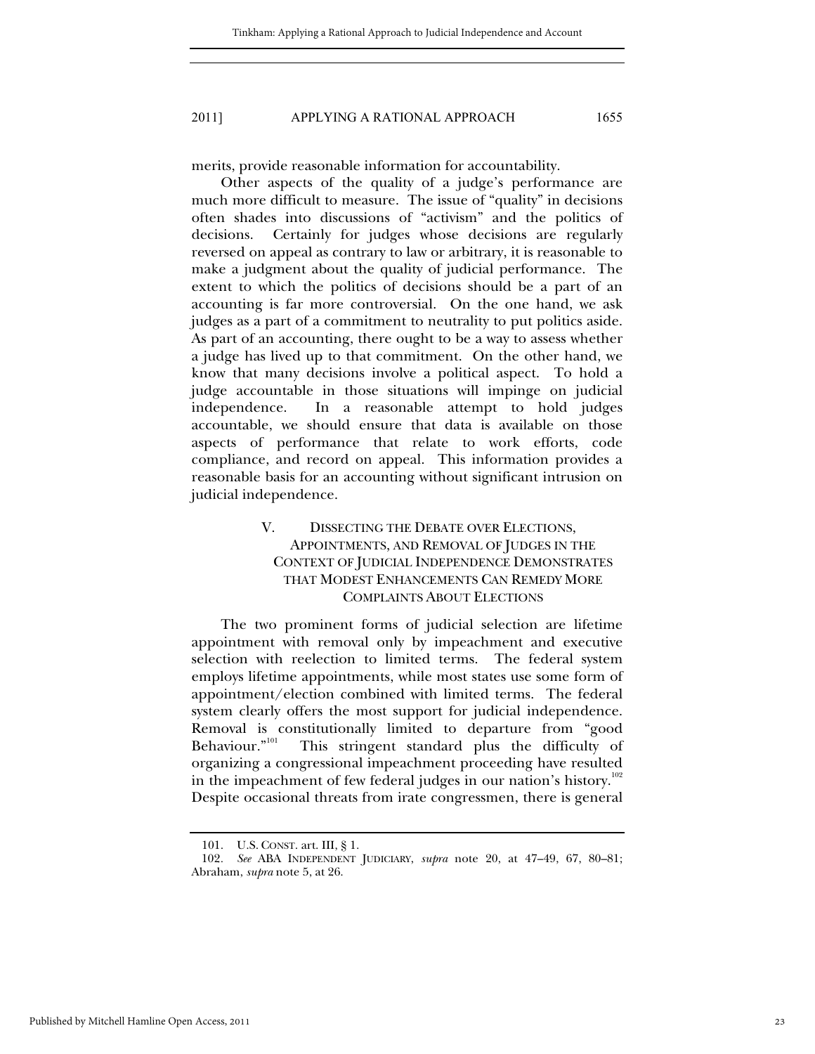merits, provide reasonable information for accountability.

Other aspects of the quality of a judge's performance are much more difficult to measure. The issue of "quality" in decisions often shades into discussions of "activism" and the politics of decisions. Certainly for judges whose decisions are regularly reversed on appeal as contrary to law or arbitrary, it is reasonable to make a judgment about the quality of judicial performance. The extent to which the politics of decisions should be a part of an accounting is far more controversial. On the one hand, we ask judges as a part of a commitment to neutrality to put politics aside. As part of an accounting, there ought to be a way to assess whether a judge has lived up to that commitment. On the other hand, we know that many decisions involve a political aspect. To hold a judge accountable in those situations will impinge on judicial independence. In a reasonable attempt to hold judges accountable, we should ensure that data is available on those aspects of performance that relate to work efforts, code compliance, and record on appeal. This information provides a reasonable basis for an accounting without significant intrusion on judicial independence.

## V. DISSECTING THE DEBATE OVER ELECTIONS, APPOINTMENTS, AND REMOVAL OF JUDGES IN THE CONTEXT OF JUDICIAL INDEPENDENCE DEMONSTRATES THAT MODEST ENHANCEMENTS CAN REMEDY MORE COMPLAINTS ABOUT ELECTIONS

The two prominent forms of judicial selection are lifetime appointment with removal only by impeachment and executive selection with reelection to limited terms. The federal system employs lifetime appointments, while most states use some form of appointment/election combined with limited terms. The federal system clearly offers the most support for judicial independence. Removal is constitutionally limited to departure from "good Behaviour."[101] This stringent standard plus the difficulty of organizing a congressional impeachment proceeding have resulted in the impeachment of few federal judges in our nation's history.[102] Despite occasional threats from irate congressmen, there is general

---

101. U.S. CONST. art. III, § 1.

102. *See* ABA INDEPENDENT JUDICIARY, *supra* note 20, at 47–49, 67, 80–81; Abraham, *supra* note 5, at 26.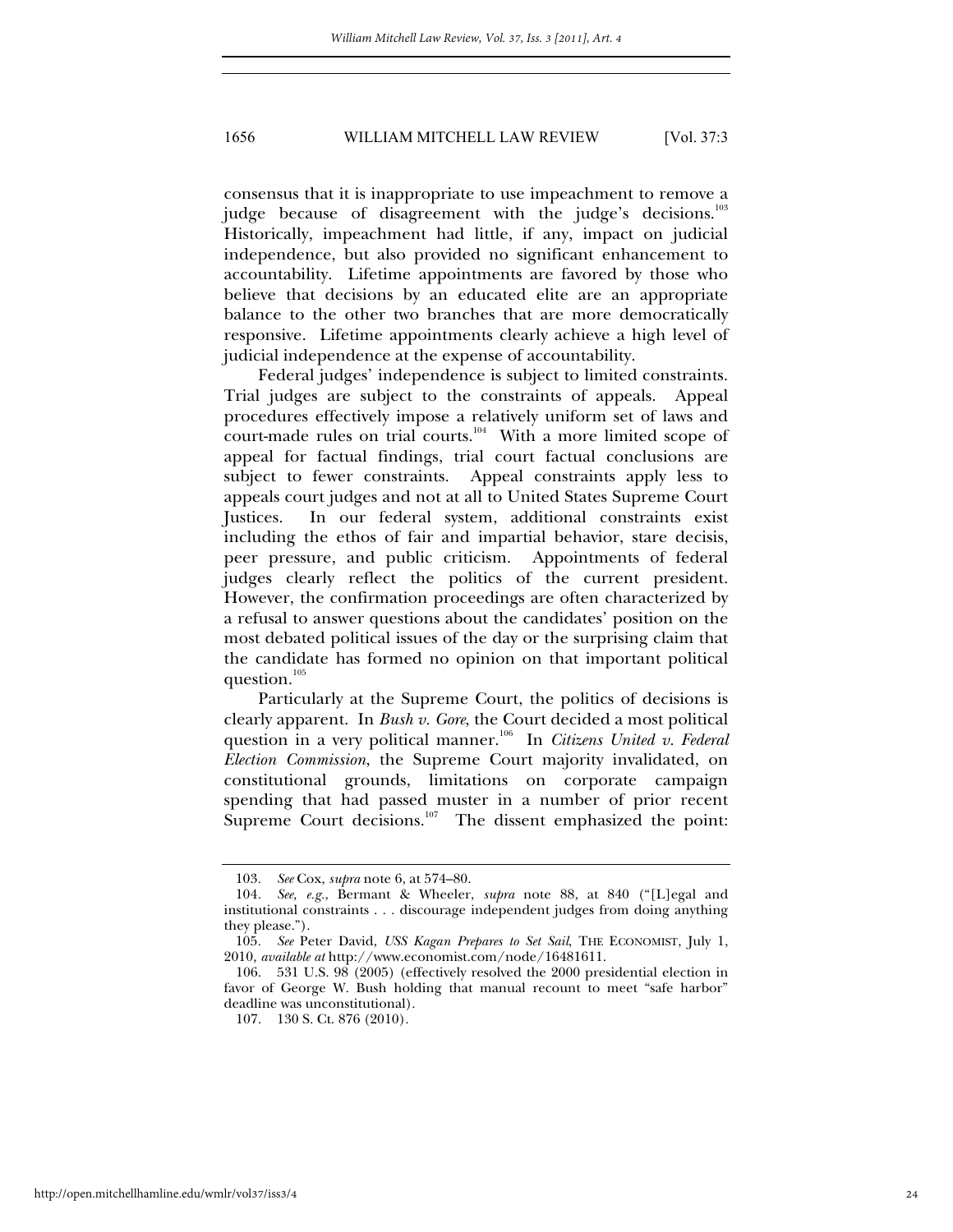consensus that it is inappropriate to use impeachment to remove a judge because of disagreement with the judge's decisions.[103] Historically, impeachment had little, if any, impact on judicial independence, but also provided no significant enhancement to accountability. Lifetime appointments are favored by those who believe that decisions by an educated elite are an appropriate balance to the other two branches that are more democratically responsive. Lifetime appointments clearly achieve a high level of judicial independence at the expense of accountability.

Federal judges' independence is subject to limited constraints. Trial judges are subject to the constraints of appeals. Appeal procedures effectively impose a relatively uniform set of laws and court-made rules on trial courts.[104] With a more limited scope of appeal for factual findings, trial court factual conclusions are subject to fewer constraints. Appeal constraints apply less to appeals court judges and not at all to United States Supreme Court Justices. In our federal system, additional constraints exist including the ethos of fair and impartial behavior, stare decisis, peer pressure, and public criticism. Appointments of federal judges clearly reflect the politics of the current president. However, the confirmation proceedings are often characterized by a refusal to answer questions about the candidates' position on the most debated political issues of the day or the surprising claim that the candidate has formed no opinion on that important political question.[105]

Particularly at the Supreme Court, the politics of decisions is clearly apparent. In *Bush v. Gore*, the Court decided a most political question in a very political manner.[106] In *Citizens United v. Federal Election Commission*, the Supreme Court majority invalidated, on constitutional grounds, limitations on corporate campaign spending that had passed muster in a number of prior recent Supreme Court decisions.[107] The dissent emphasized the point:

---

103. *See* Cox, *supra* note 6, at 574–80.

104. *See, e.g.*, Bermant & Wheeler, *supra* note 88, at 840 ("[L]egal and institutional constraints . . . discourage independent judges from doing anything they please.").

105. *See* Peter David, *USS Kagan Prepares to Set Sail*, THE ECONOMIST, July 1, 2010, *available at* http://www.economist.com/node/16481611.

106. 531 U.S. 98 (2005) (effectively resolved the 2000 presidential election in favor of George W. Bush holding that manual recount to meet "safe harbor" deadline was unconstitutional).

107. 130 S. Ct. 876 (2010).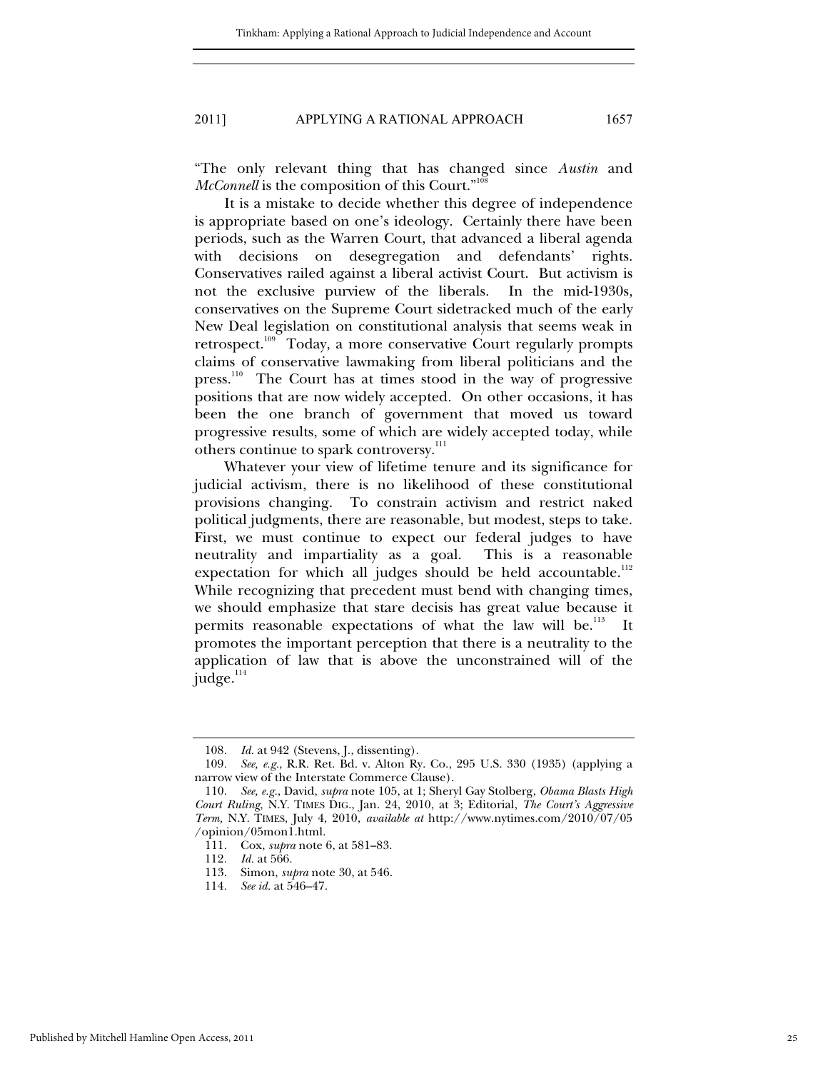"The only relevant thing that has changed since *Austin* and *McConnell* is the composition of this Court."[108]

It is a mistake to decide whether this degree of independence is appropriate based on one's ideology. Certainly there have been periods, such as the Warren Court, that advanced a liberal agenda with decisions on desegregation and defendants' rights. Conservatives railed against a liberal activist Court. But activism is not the exclusive purview of the liberals. In the mid-1930s, conservatives on the Supreme Court sidetracked much of the early New Deal legislation on constitutional analysis that seems weak in retrospect.[109] Today, a more conservative Court regularly prompts claims of conservative lawmaking from liberal politicians and the press.[110] The Court has at times stood in the way of progressive positions that are now widely accepted. On other occasions, it has been the one branch of government that moved us toward progressive results, some of which are widely accepted today, while others continue to spark controversy.[111]

Whatever your view of lifetime tenure and its significance for judicial activism, there is no likelihood of these constitutional provisions changing. To constrain activism and restrict naked political judgments, there are reasonable, but modest, steps to take. First, we must continue to expect our federal judges to have neutrality and impartiality as a goal. This is a reasonable expectation for which all judges should be held accountable.[112] While recognizing that precedent must bend with changing times, we should emphasize that stare decisis has great value because it permits reasonable expectations of what the law will be.[113] It promotes the important perception that there is a neutrality to the application of law that is above the unconstrained will of the judge.[114]

---

108. *Id.* at 942 (Stevens, J., dissenting).

109. *See, e.g.*, R.R. Ret. Bd. v. Alton Ry. Co., 295 U.S. 330 (1935) (applying a narrow view of the Interstate Commerce Clause).

110. *See, e.g.*, David, *supra* note 105, at 1; Sheryl Gay Stolberg, *Obama Blasts High Court Ruling*, N.Y. TIMES DIG., Jan. 24, 2010, at 3; Editorial, *The Court's Aggressive Term,* N.Y. TIMES, July 4, 2010, *available at* http://www.nytimes.com/2010/07/05/opinion/05mon1.html.

111. Cox, *supra* note 6, at 581–83.

112. *Id.* at 566.

113. Simon, *supra* note 30, at 546.

114. *See id.* at 546–47.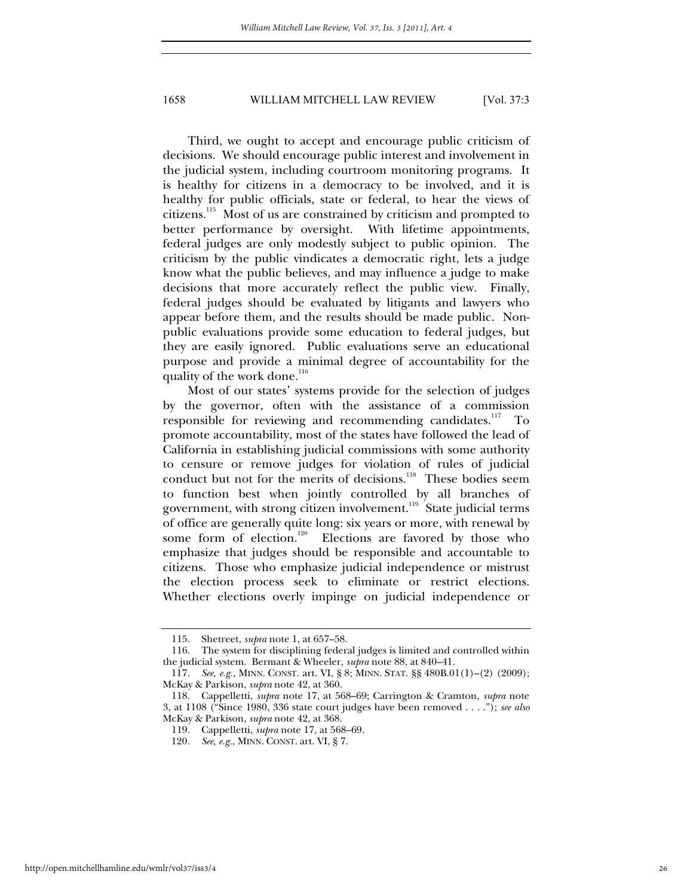Third, we ought to accept and encourage public criticism of decisions. We should encourage public interest and involvement in the judicial system, including courtroom monitoring programs. It is healthy for citizens in a democracy to be involved, and it is healthy for public officials, state or federal, to hear the views of citizens.[115] Most of us are constrained by criticism and prompted to better performance by oversight. With lifetime appointments, federal judges are only modestly subject to public opinion. The criticism by the public vindicates a democratic right, lets a judge know what the public believes, and may influence a judge to make decisions that more accurately reflect the public view. Finally, federal judges should be evaluated by litigants and lawyers who appear before them, and the results should be made public. Non-public evaluations provide some education to federal judges, but they are easily ignored. Public evaluations serve an educational purpose and provide a minimal degree of accountability for the quality of the work done.[116]

Most of our states' systems provide for the selection of judges by the governor, often with the assistance of a commission responsible for reviewing and recommending candidates.[117] To promote accountability, most of the states have followed the lead of California in establishing judicial commissions with some authority to censure or remove judges for violation of rules of judicial conduct but not for the merits of decisions.[118] These bodies seem to function best when jointly controlled by all branches of government, with strong citizen involvement.[119] State judicial terms of office are generally quite long: six years or more, with renewal by some form of election.[120] Elections are favored by those who emphasize that judges should be responsible and accountable to citizens. Those who emphasize judicial independence or mistrust the election process seek to eliminate or restrict elections. Whether elections overly impinge on judicial independence or

---

115. Shetreet, *supra* note 1, at 657–58.

116. The system for disciplining federal judges is limited and controlled within the judicial system. Bermant & Wheeler, *supra* note 88, at 840–41.

117. *See, e.g.*, MINN. CONST. art. VI, § 8; MINN. STAT. §§ 480B.01(1)–(2) (2009); McKay & Parkison, *supra* note 42, at 360.

118. Cappelletti, *supra* note 17, at 568–69; Carrington & Cramton, *supra* note 3, at 1108 ("Since 1980, 336 state court judges have been removed . . . ."); *see also* McKay & Parkison, *supra* note 42, at 368.

119. Cappelletti, *supra* note 17, at 568–69.

120. *See, e.g.*, MINN. CONST. art. VI, § 7.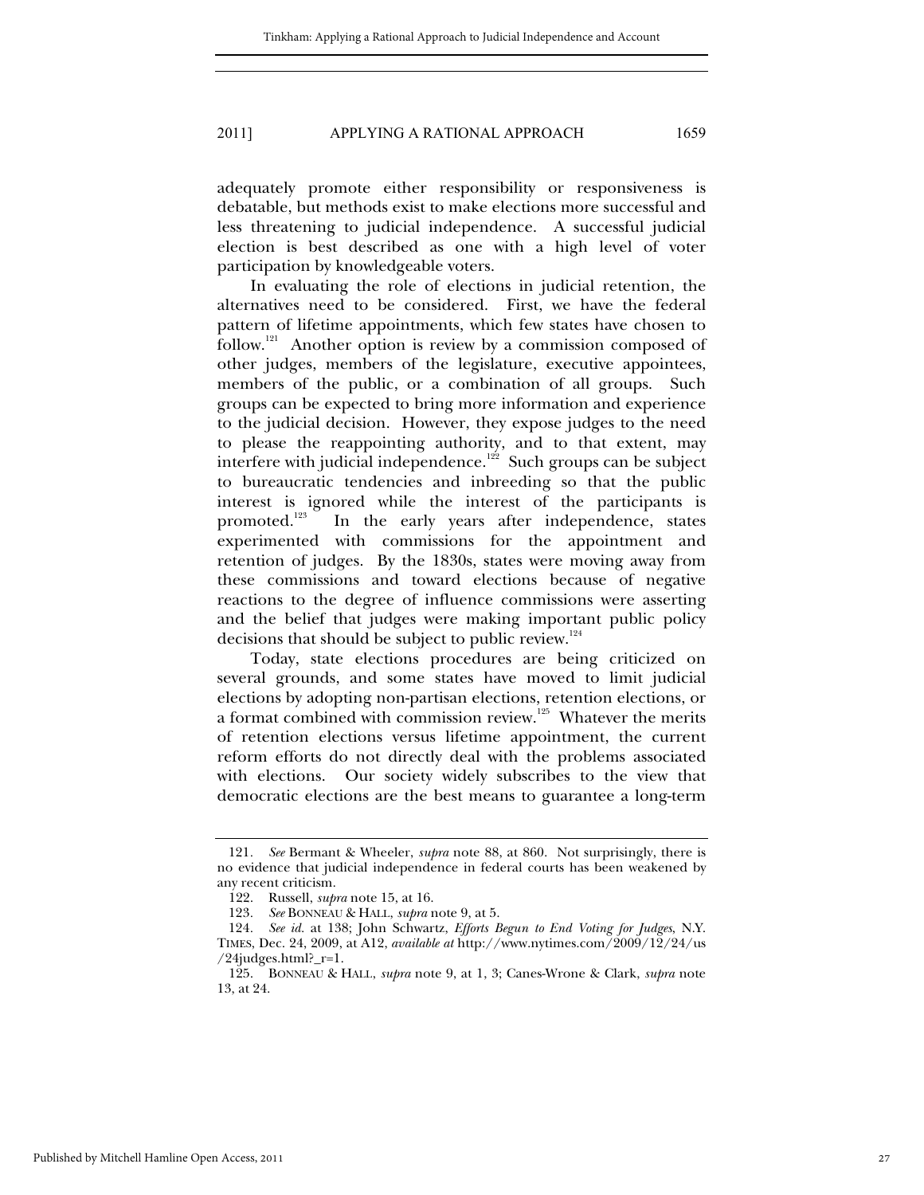adequately promote either responsibility or responsiveness is debatable, but methods exist to make elections more successful and less threatening to judicial independence. A successful judicial election is best described as one with a high level of voter participation by knowledgeable voters.

In evaluating the role of elections in judicial retention, the alternatives need to be considered. First, we have the federal pattern of lifetime appointments, which few states have chosen to follow.[121] Another option is review by a commission composed of other judges, members of the legislature, executive appointees, members of the public, or a combination of all groups. Such groups can be expected to bring more information and experience to the judicial decision. However, they expose judges to the need to please the reappointing authority, and to that extent, may interfere with judicial independence.[122] Such groups can be subject to bureaucratic tendencies and inbreeding so that the public interest is ignored while the interest of the participants is promoted.[123] In the early years after independence, states experimented with commissions for the appointment and retention of judges. By the 1830s, states were moving away from these commissions and toward elections because of negative reactions to the degree of influence commissions were asserting and the belief that judges were making important public policy decisions that should be subject to public review.[124]

Today, state elections procedures are being criticized on several grounds, and some states have moved to limit judicial elections by adopting non-partisan elections, retention elections, or a format combined with commission review.[125] Whatever the merits of retention elections versus lifetime appointment, the current reform efforts do not directly deal with the problems associated with elections. Our society widely subscribes to the view that democratic elections are the best means to guarantee a long-term

---

121. *See* Bermant & Wheeler, *supra* note 88, at 860. Not surprisingly, there is no evidence that judicial independence in federal courts has been weakened by any recent criticism.

122. Russell, *supra* note 15, at 16.

123. *See* BONNEAU & HALL, *supra* note 9, at 5.

124. *See id.* at 138; John Schwartz, *Efforts Begun to End Voting for Judges*, N.Y. TIMES, Dec. 24, 2009, at A12, *available at* http://www.nytimes.com/2009/12/24/us/24judges.html?_r=1.

125. BONNEAU & HALL, *supra* note 9, at 1, 3; Canes-Wrone & Clark, *supra* note 13, at 24.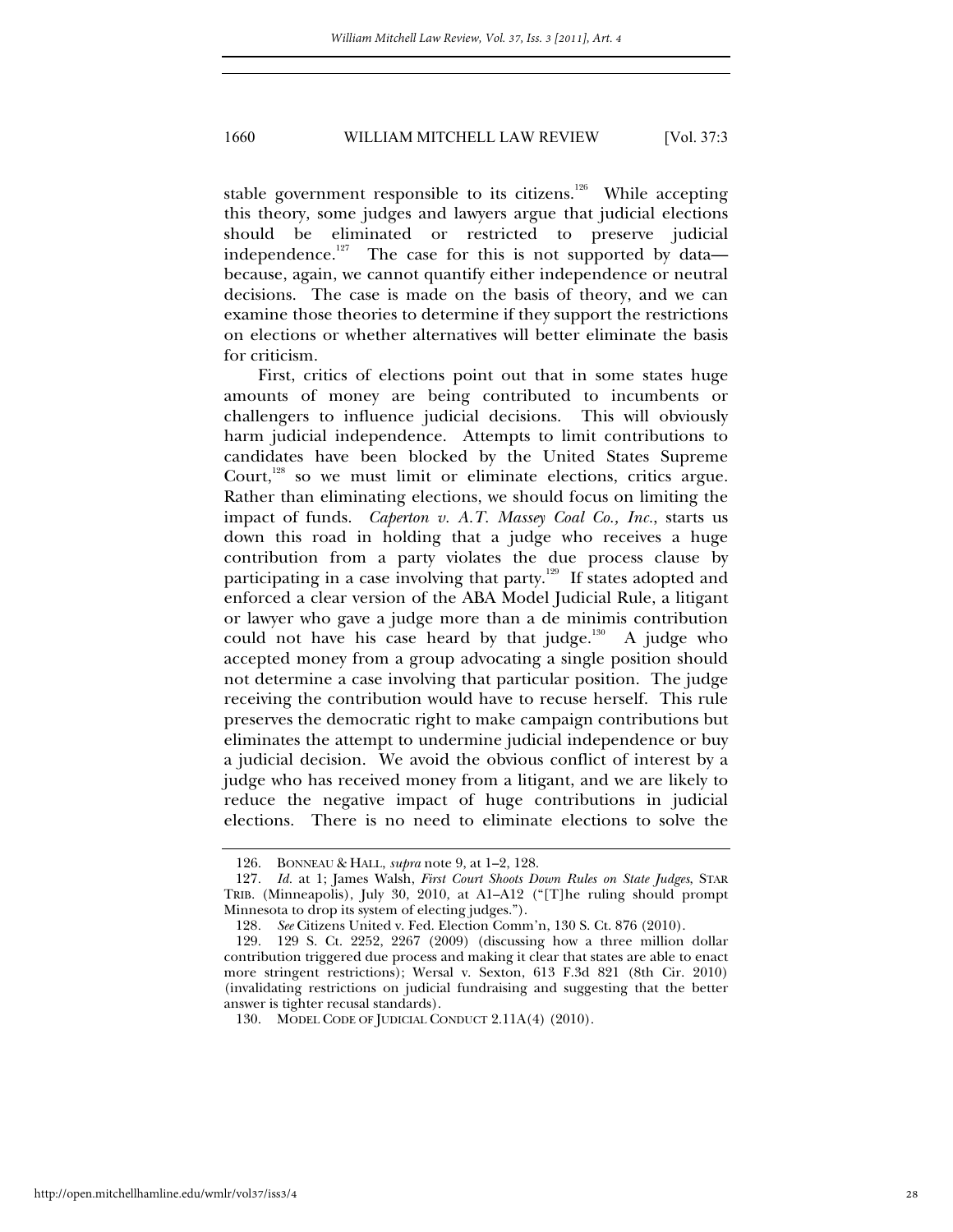stable government responsible to its citizens.[126] While accepting this theory, some judges and lawyers argue that judicial elections should be eliminated or restricted to preserve judicial independence.[127] The case for this is not supported by data—because, again, we cannot quantify either independence or neutral decisions. The case is made on the basis of theory, and we can examine those theories to determine if they support the restrictions on elections or whether alternatives will better eliminate the basis for criticism.

First, critics of elections point out that in some states huge amounts of money are being contributed to incumbents or challengers to influence judicial decisions. This will obviously harm judicial independence. Attempts to limit contributions to candidates have been blocked by the United States Supreme Court,[128] so we must limit or eliminate elections, critics argue. Rather than eliminating elections, we should focus on limiting the impact of funds. *Caperton v. A.T. Massey Coal Co., Inc.*, starts us down this road in holding that a judge who receives a huge contribution from a party violates the due process clause by participating in a case involving that party.[129] If states adopted and enforced a clear version of the ABA Model Judicial Rule, a litigant or lawyer who gave a judge more than a de minimis contribution could not have his case heard by that judge.[130] A judge who accepted money from a group advocating a single position should not determine a case involving that particular position. The judge receiving the contribution would have to recuse herself. This rule preserves the democratic right to make campaign contributions but eliminates the attempt to undermine judicial independence or buy a judicial decision. We avoid the obvious conflict of interest by a judge who has received money from a litigant, and we are likely to reduce the negative impact of huge contributions in judicial elections. There is no need to eliminate elections to solve the

---

126. BONNEAU & HALL, *supra* note 9, at 1–2, 128.

127. *Id.* at 1; James Walsh, *First Court Shoots Down Rules on State Judges*, STAR TRIB. (Minneapolis), July 30, 2010, at A1–A12 ("[T]he ruling should prompt Minnesota to drop its system of electing judges.").

128. *See* Citizens United v. Fed. Election Comm'n, 130 S. Ct. 876 (2010).

129. 129 S. Ct. 2252, 2267 (2009) (discussing how a three million dollar contribution triggered due process and making it clear that states are able to enact more stringent restrictions); Wersal v. Sexton, 613 F.3d 821 (8th Cir. 2010) (invalidating restrictions on judicial fundraising and suggesting that the better answer is tighter recusal standards).

130. MODEL CODE OF JUDICIAL CONDUCT 2.11A(4) (2010).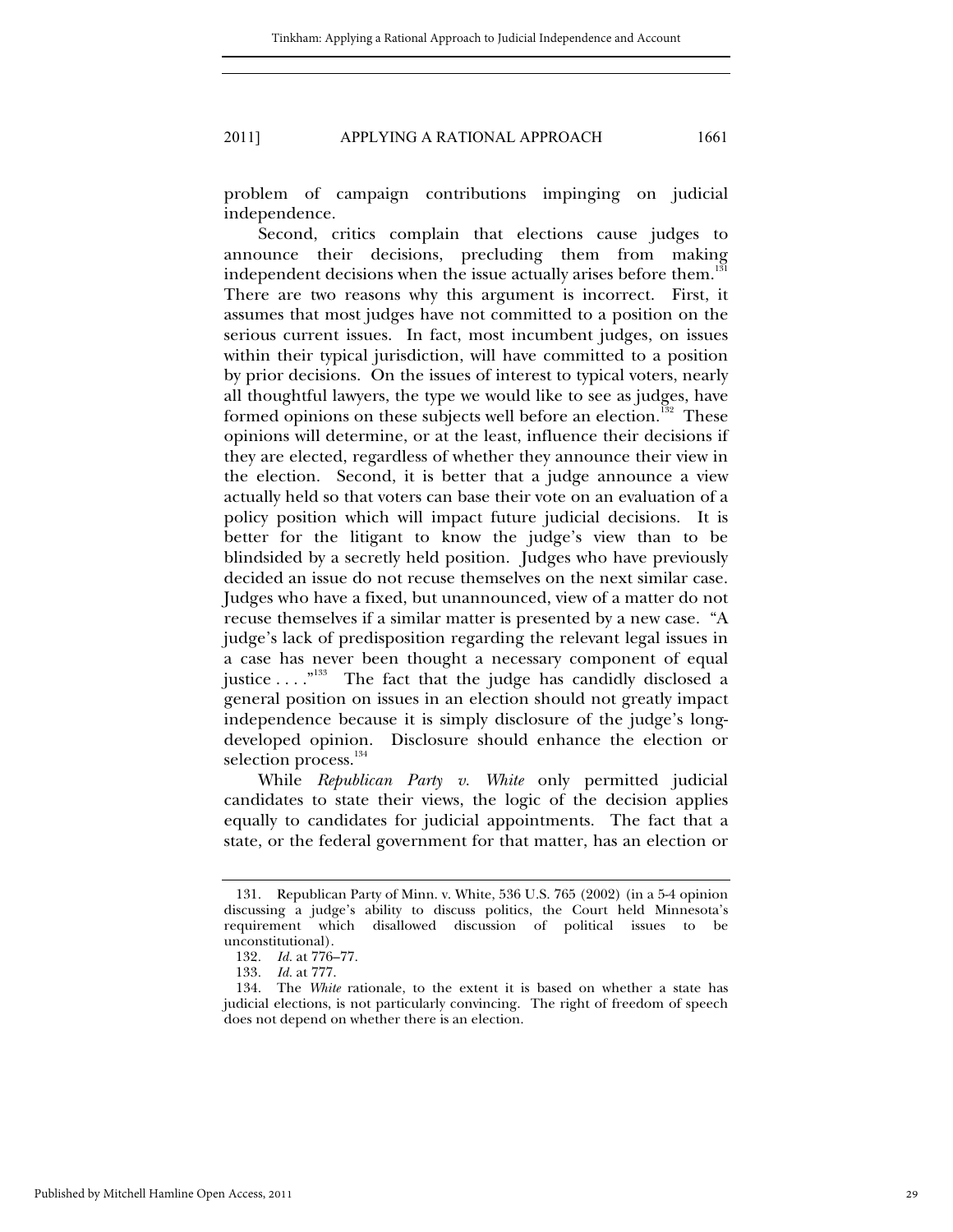problem of campaign contributions impinging on judicial independence.

Second, critics complain that elections cause judges to announce their decisions, precluding them from making independent decisions when the issue actually arises before them.[131] There are two reasons why this argument is incorrect. First, it assumes that most judges have not committed to a position on the serious current issues. In fact, most incumbent judges, on issues within their typical jurisdiction, will have committed to a position by prior decisions. On the issues of interest to typical voters, nearly all thoughtful lawyers, the type we would like to see as judges, have formed opinions on these subjects well before an election.[132] These opinions will determine, or at the least, influence their decisions if they are elected, regardless of whether they announce their view in the election. Second, it is better that a judge announce a view actually held so that voters can base their vote on an evaluation of a policy position which will impact future judicial decisions. It is better for the litigant to know the judge's view than to be blindsided by a secretly held position. Judges who have previously decided an issue do not recuse themselves on the next similar case. Judges who have a fixed, but unannounced, view of a matter do not recuse themselves if a similar matter is presented by a new case. "A judge's lack of predisposition regarding the relevant legal issues in a case has never been thought a necessary component of equal justice . . . ."[133] The fact that the judge has candidly disclosed a general position on issues in an election should not greatly impact independence because it is simply disclosure of the judge's long-developed opinion. Disclosure should enhance the election or selection process.[134]

While *Republican Party v. White* only permitted judicial candidates to state their views, the logic of the decision applies equally to candidates for judicial appointments. The fact that a state, or the federal government for that matter, has an election or

---

131. Republican Party of Minn. v. White, 536 U.S. 765 (2002) (in a 5-4 opinion discussing a judge's ability to discuss politics, the Court held Minnesota's requirement which disallowed discussion of political issues to be unconstitutional).

132. *Id.* at 776–77.

133. *Id.* at 777.

134. The *White* rationale, to the extent it is based on whether a state has judicial elections, is not particularly convincing. The right of freedom of speech does not depend on whether there is an election.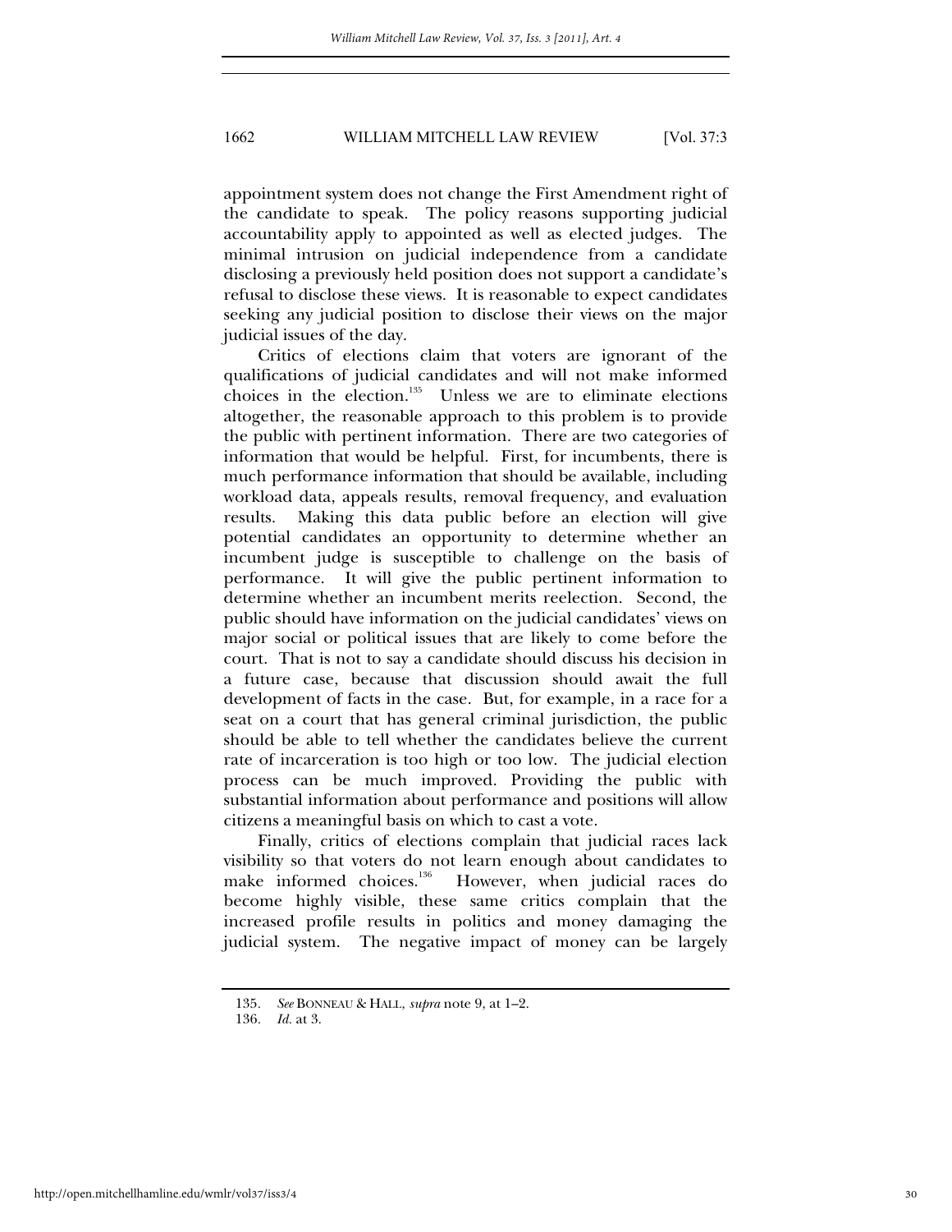appointment system does not change the First Amendment right of the candidate to speak. The policy reasons supporting judicial accountability apply to appointed as well as elected judges. The minimal intrusion on judicial independence from a candidate disclosing a previously held position does not support a candidate's refusal to disclose these views. It is reasonable to expect candidates seeking any judicial position to disclose their views on the major judicial issues of the day.

Critics of elections claim that voters are ignorant of the qualifications of judicial candidates and will not make informed choices in the election.[135] Unless we are to eliminate elections altogether, the reasonable approach to this problem is to provide the public with pertinent information. There are two categories of information that would be helpful. First, for incumbents, there is much performance information that should be available, including workload data, appeals results, removal frequency, and evaluation results. Making this data public before an election will give potential candidates an opportunity to determine whether an incumbent judge is susceptible to challenge on the basis of performance. It will give the public pertinent information to determine whether an incumbent merits reelection. Second, the public should have information on the judicial candidates' views on major social or political issues that are likely to come before the court. That is not to say a candidate should discuss his decision in a future case, because that discussion should await the full development of facts in the case. But, for example, in a race for a seat on a court that has general criminal jurisdiction, the public should be able to tell whether the candidates believe the current rate of incarceration is too high or too low. The judicial election process can be much improved. Providing the public with substantial information about performance and positions will allow citizens a meaningful basis on which to cast a vote.

Finally, critics of elections complain that judicial races lack visibility so that voters do not learn enough about candidates to make informed choices.[136] However, when judicial races do become highly visible, these same critics complain that the increased profile results in politics and money damaging the judicial system. The negative impact of money can be largely

---

135. *See* BONNEAU & HALL, *supra* note 9, at 1–2.

136. *Id.* at 3.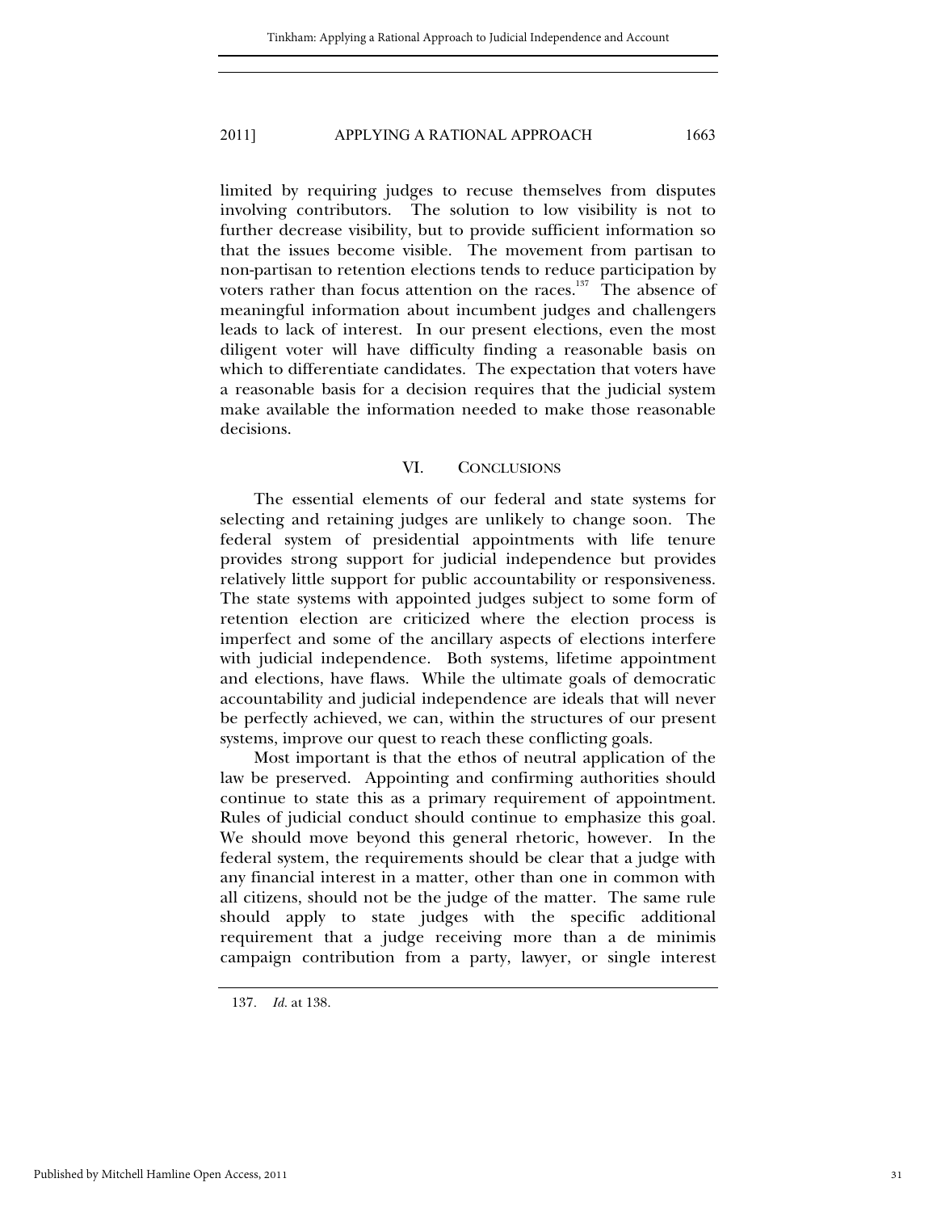limited by requiring judges to recuse themselves from disputes involving contributors. The solution to low visibility is not to further decrease visibility, but to provide sufficient information so that the issues become visible. The movement from partisan to non-partisan to retention elections tends to reduce participation by voters rather than focus attention on the races.[137] The absence of meaningful information about incumbent judges and challengers leads to lack of interest. In our present elections, even the most diligent voter will have difficulty finding a reasonable basis on which to differentiate candidates. The expectation that voters have a reasonable basis for a decision requires that the judicial system make available the information needed to make those reasonable decisions.

## VI. CONCLUSIONS

The essential elements of our federal and state systems for selecting and retaining judges are unlikely to change soon. The federal system of presidential appointments with life tenure provides strong support for judicial independence but provides relatively little support for public accountability or responsiveness. The state systems with appointed judges subject to some form of retention election are criticized where the election process is imperfect and some of the ancillary aspects of elections interfere with judicial independence. Both systems, lifetime appointment and elections, have flaws. While the ultimate goals of democratic accountability and judicial independence are ideals that will never be perfectly achieved, we can, within the structures of our present systems, improve our quest to reach these conflicting goals.

Most important is that the ethos of neutral application of the law be preserved. Appointing and confirming authorities should continue to state this as a primary requirement of appointment. Rules of judicial conduct should continue to emphasize this goal. We should move beyond this general rhetoric, however. In the federal system, the requirements should be clear that a judge with any financial interest in a matter, other than one in common with all citizens, should not be the judge of the matter. The same rule should apply to state judges with the specific additional requirement that a judge receiving more than a de minimis campaign contribution from a party, lawyer, or single interest

137. *Id.* at 138.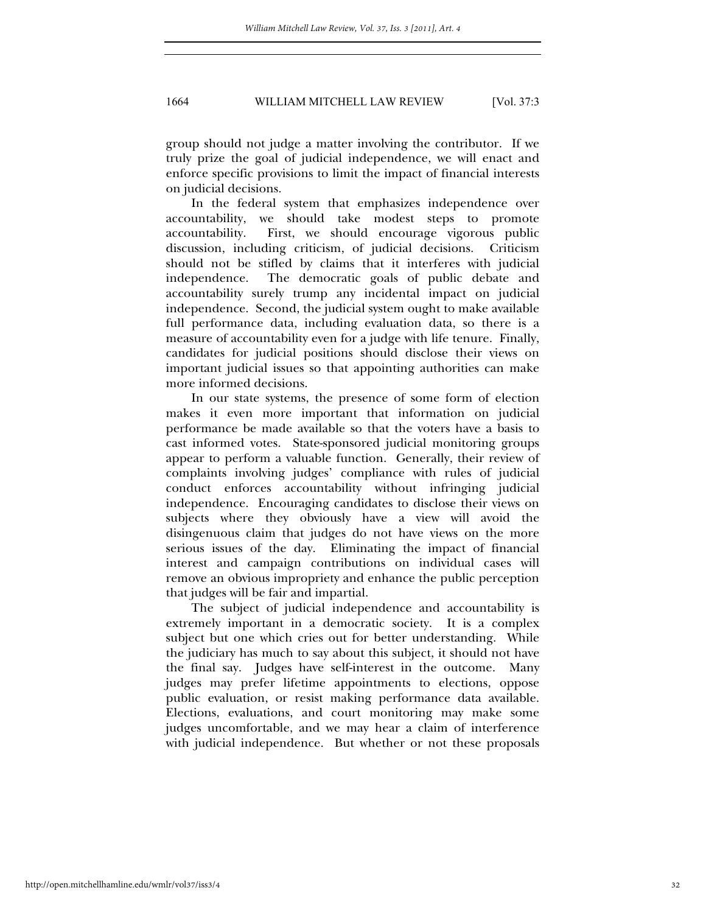group should not judge a matter involving the contributor. If we truly prize the goal of judicial independence, we will enact and enforce specific provisions to limit the impact of financial interests on judicial decisions.

In the federal system that emphasizes independence over accountability, we should take modest steps to promote accountability. First, we should encourage vigorous public discussion, including criticism, of judicial decisions. Criticism should not be stifled by claims that it interferes with judicial independence. The democratic goals of public debate and accountability surely trump any incidental impact on judicial independence. Second, the judicial system ought to make available full performance data, including evaluation data, so there is a measure of accountability even for a judge with life tenure. Finally, candidates for judicial positions should disclose their views on important judicial issues so that appointing authorities can make more informed decisions.

In our state systems, the presence of some form of election makes it even more important that information on judicial performance be made available so that the voters have a basis to cast informed votes. State-sponsored judicial monitoring groups appear to perform a valuable function. Generally, their review of complaints involving judges' compliance with rules of judicial conduct enforces accountability without infringing judicial independence. Encouraging candidates to disclose their views on subjects where they obviously have a view will avoid the disingenuous claim that judges do not have views on the more serious issues of the day. Eliminating the impact of financial interest and campaign contributions on individual cases will remove an obvious impropriety and enhance the public perception that judges will be fair and impartial.

The subject of judicial independence and accountability is extremely important in a democratic society. It is a complex subject but one which cries out for better understanding. While the judiciary has much to say about this subject, it should not have the final say. Judges have self-interest in the outcome. Many judges may prefer lifetime appointments to elections, oppose public evaluation, or resist making performance data available. Elections, evaluations, and court monitoring may make some judges uncomfortable, and we may hear a claim of interference with judicial independence. But whether or not these proposals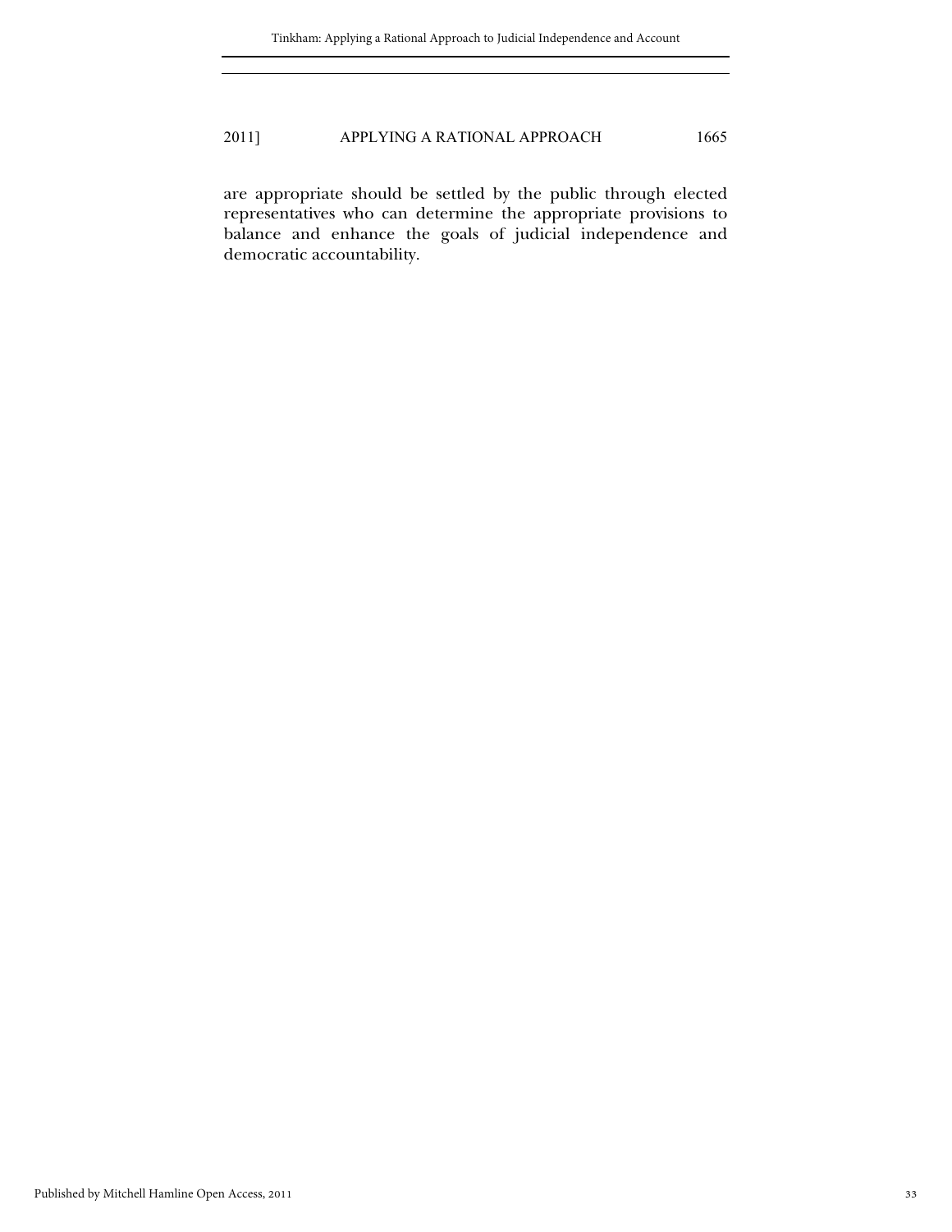are appropriate should be settled by the public through elected representatives who can determine the appropriate provisions to balance and enhance the goals of judicial independence and democratic accountability.